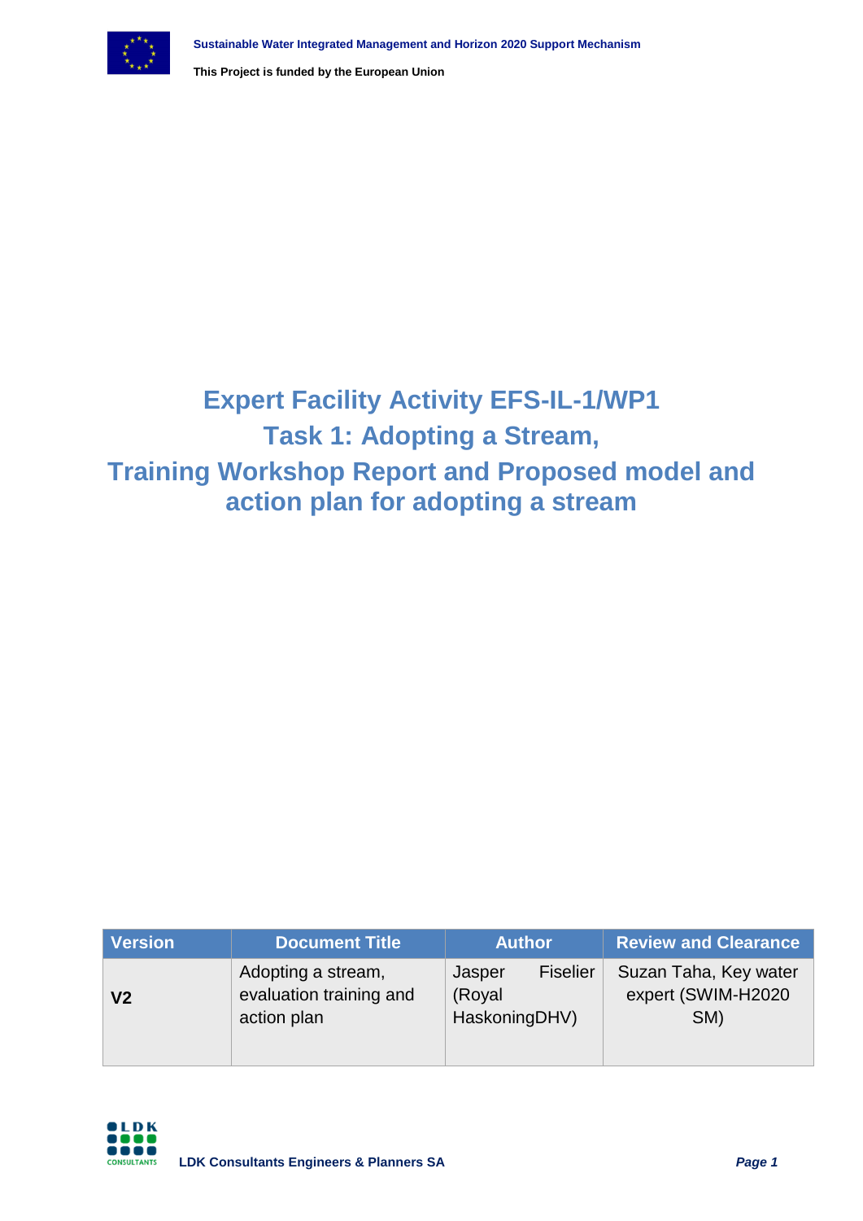# Expert Facility Activity EFS-IL-1/WP1
# Task 1: Adopting a Stream,
# Training Workshop Report and Proposed model and action plan for adopting a stream

| Version | Document Title | Author | Review and Clearance |
| --- | --- | --- | --- |
| **V2** | Adopting a stream, evaluation training and action plan | Jasper Fiselier (Royal HaskoningDHV) | Suzan Taha, Key water expert (SWIM-H2020 SM) |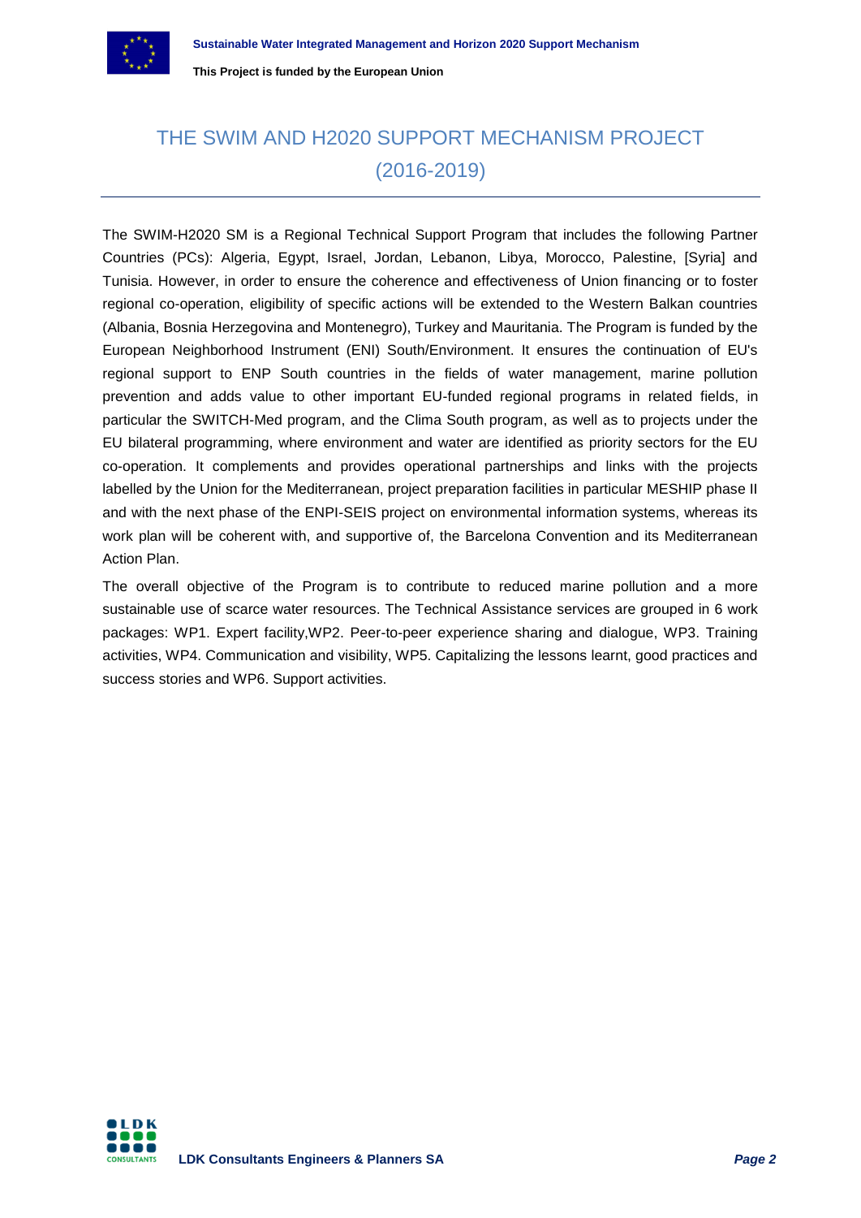# THE SWIM AND H2020 SUPPORT MECHANISM PROJECT (2016-2019)

The SWIM-H2020 SM is a Regional Technical Support Program that includes the following Partner Countries (PCs): Algeria, Egypt, Israel, Jordan, Lebanon, Libya, Morocco, Palestine, [Syria] and Tunisia. However, in order to ensure the coherence and effectiveness of Union financing or to foster regional co-operation, eligibility of specific actions will be extended to the Western Balkan countries (Albania, Bosnia Herzegovina and Montenegro), Turkey and Mauritania. The Program is funded by the European Neighborhood Instrument (ENI) South/Environment. It ensures the continuation of EU's regional support to ENP South countries in the fields of water management, marine pollution prevention and adds value to other important EU-funded regional programs in related fields, in particular the SWITCH-Med program, and the Clima South program, as well as to projects under the EU bilateral programming, where environment and water are identified as priority sectors for the EU co-operation. It complements and provides operational partnerships and links with the projects labelled by the Union for the Mediterranean, project preparation facilities in particular MESHIP phase II and with the next phase of the ENPI-SEIS project on environmental information systems, whereas its work plan will be coherent with, and supportive of, the Barcelona Convention and its Mediterranean Action Plan.

The overall objective of the Program is to contribute to reduced marine pollution and a more sustainable use of scarce water resources. The Technical Assistance services are grouped in 6 work packages: WP1. Expert facility,WP2. Peer-to-peer experience sharing and dialogue, WP3. Training activities, WP4. Communication and visibility, WP5. Capitalizing the lessons learnt, good practices and success stories and WP6. Support activities.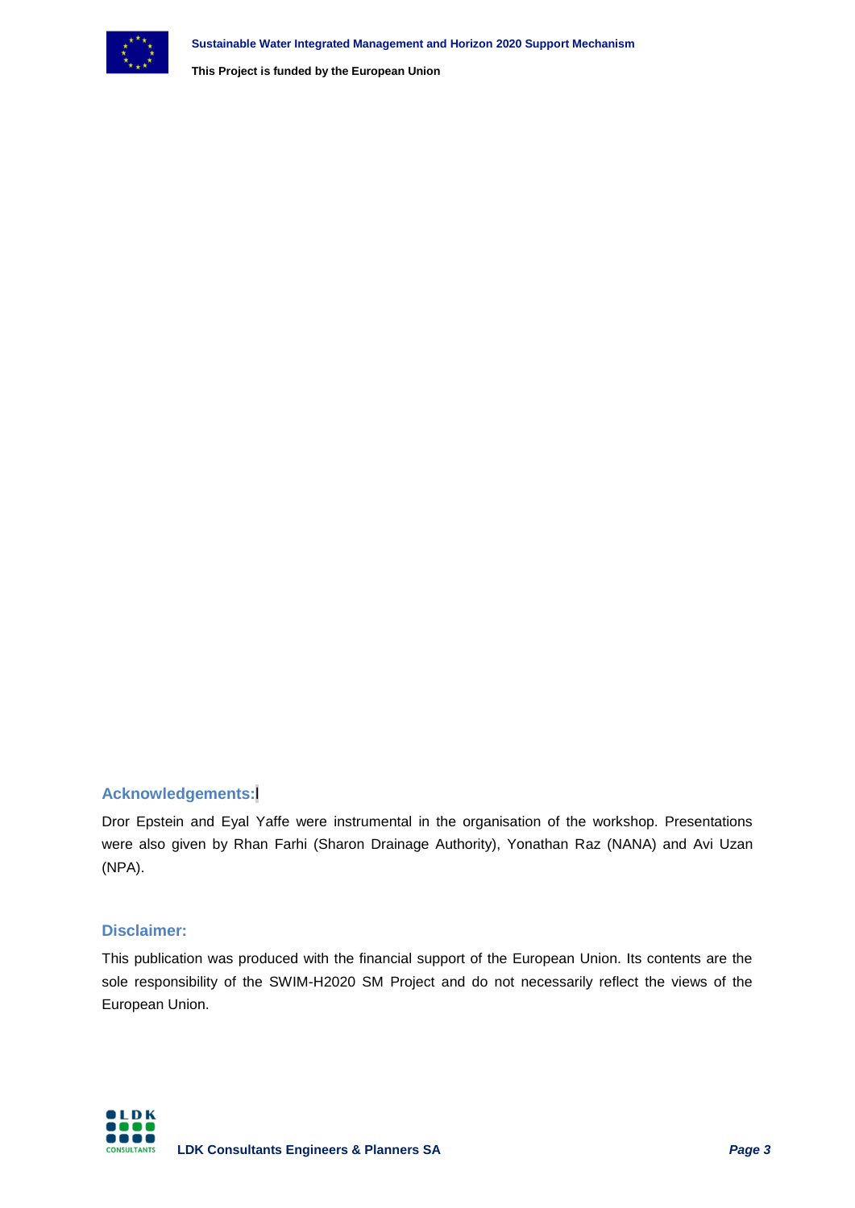### Acknowledgements:

Dror Epstein and Eyal Yaffe were instrumental in the organisation of the workshop. Presentations were also given by Rhan Farhi (Sharon Drainage Authority), Yonathan Raz (NANA) and Avi Uzan (NPA).

### Disclaimer:

This publication was produced with the financial support of the European Union. Its contents are the sole responsibility of the SWIM-H2020 SM Project and do not necessarily reflect the views of the European Union.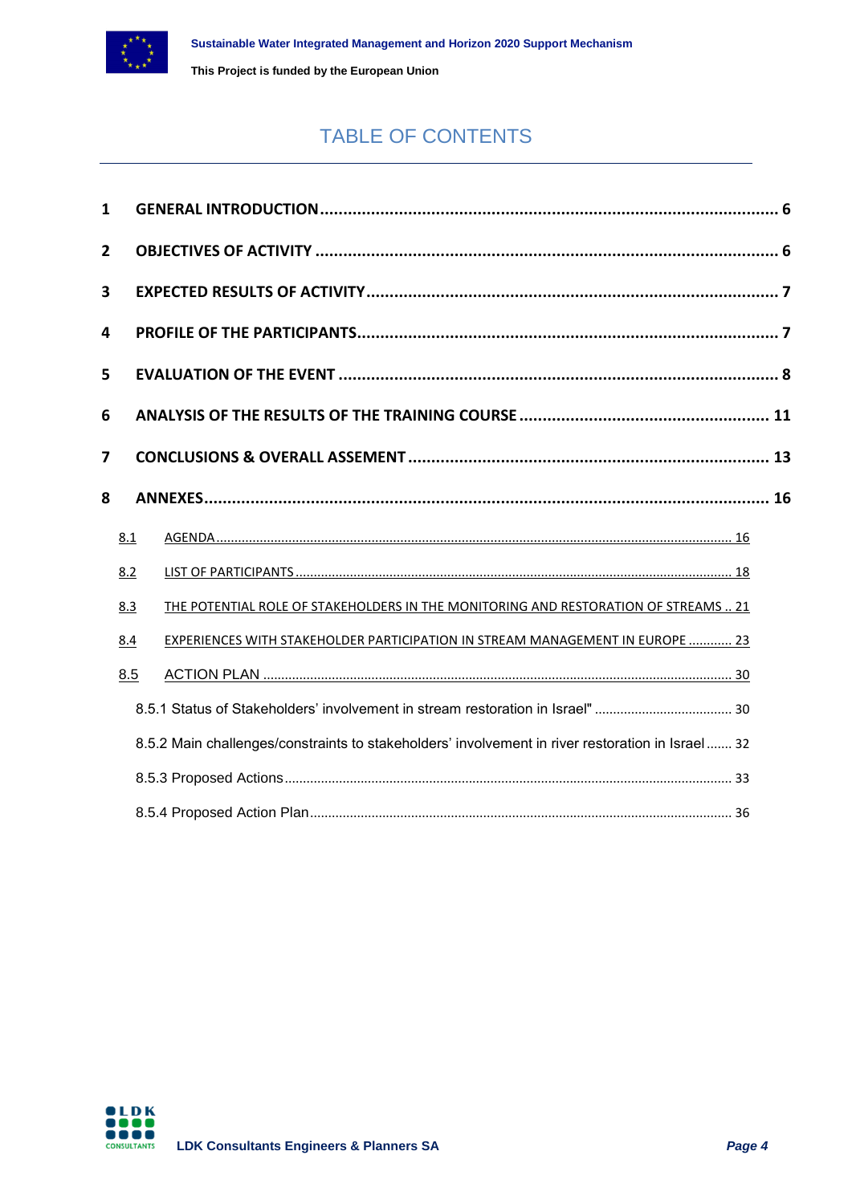# TABLE OF CONTENTS

**1 GENERAL INTRODUCTION** ........ 6

**2 OBJECTIVES OF ACTIVITY** ........ 6

**3 EXPECTED RESULTS OF ACTIVITY** ........ 7

**4 PROFILE OF THE PARTICIPANTS** ........ 7

**5 EVALUATION OF THE EVENT** ........ 8

**6 ANALYSIS OF THE RESULTS OF THE TRAINING COURSE** ........ 11

**7 CONCLUSIONS & OVERALL ASSEMENT** ........ 13

**8 ANNEXES** ........ 16

- 8.1 AGENDA ........ 16
- 8.2 LIST OF PARTICIPANTS ........ 18
- 8.3 THE POTENTIAL ROLE OF STAKEHOLDERS IN THE MONITORING AND RESTORATION OF STREAMS .. 21
- 8.4 EXPERIENCES WITH STAKEHOLDER PARTICIPATION IN STREAM MANAGEMENT IN EUROPE ........ 23
- 8.5 ACTION PLAN ........ 30
  - 8.5.1 Status of Stakeholders' involvement in stream restoration in Israel" ........ 30
  - 8.5.2 Main challenges/constraints to stakeholders' involvement in river restoration in Israel ........ 32
  - 8.5.3 Proposed Actions ........ 33
  - 8.5.4 Proposed Action Plan ........ 36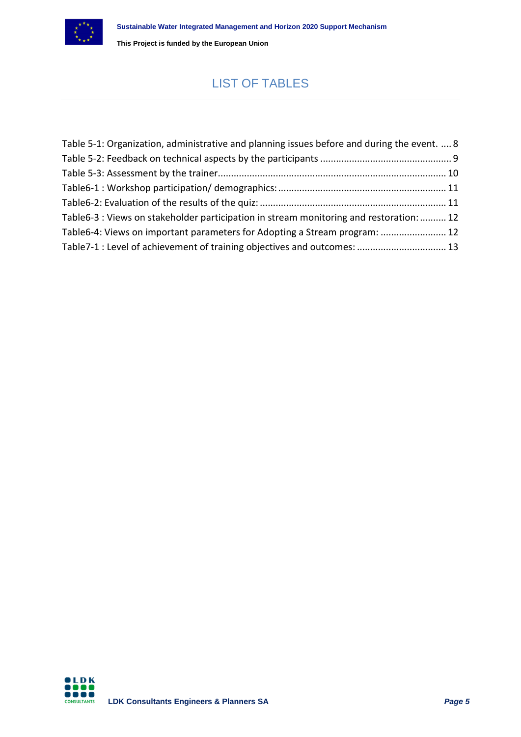# LIST OF TABLES

Table 5-1: Organization, administrative and planning issues before and during the event. .... 8
Table 5-2: Feedback on technical aspects by the participants ................................................. 9
Table 5-3: Assessment by the trainer...................................................................................... 10
Table6-1 : Workshop participation/ demographics: ............................................................... 11
Table6-2: Evaluation of the results of the quiz: ...................................................................... 11
Table6-3 : Views on stakeholder participation in stream monitoring and restoration: .......... 12
Table6-4: Views on important parameters for Adopting a Stream program: ........................ 12
Table7-1 : Level of achievement of training objectives and outcomes: ................................. 13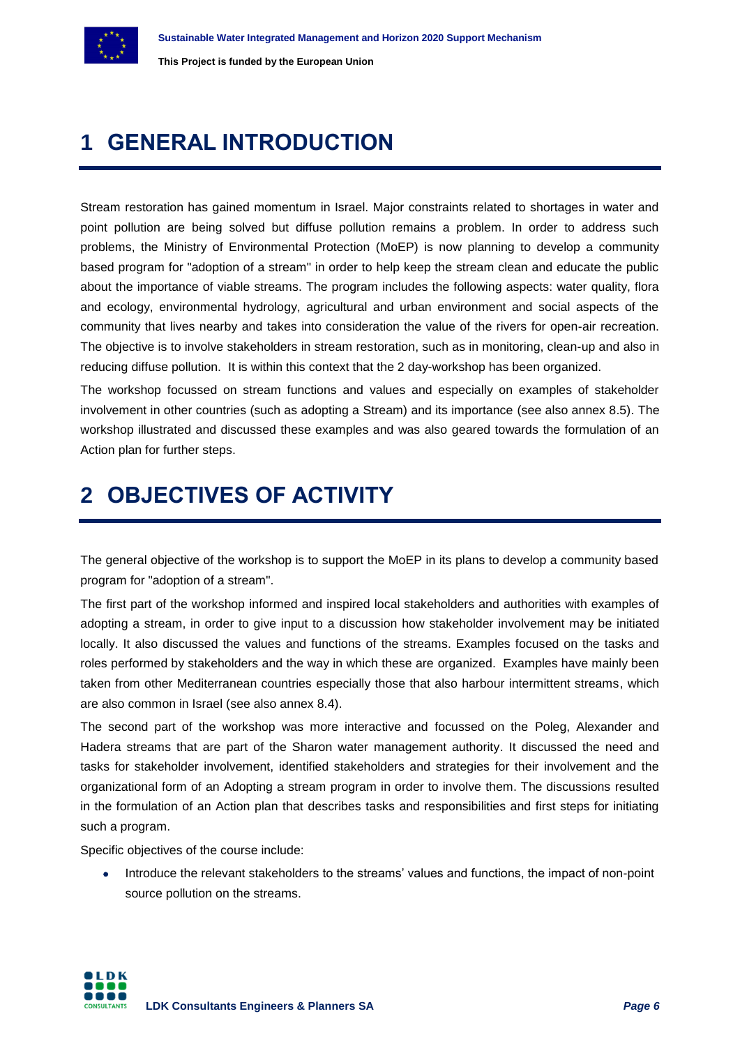# 1 GENERAL INTRODUCTION

Stream restoration has gained momentum in Israel. Major constraints related to shortages in water and point pollution are being solved but diffuse pollution remains a problem. In order to address such problems, the Ministry of Environmental Protection (MoEP) is now planning to develop a community based program for "adoption of a stream" in order to help keep the stream clean and educate the public about the importance of viable streams. The program includes the following aspects: water quality, flora and ecology, environmental hydrology, agricultural and urban environment and social aspects of the community that lives nearby and takes into consideration the value of the rivers for open-air recreation. The objective is to involve stakeholders in stream restoration, such as in monitoring, clean-up and also in reducing diffuse pollution. It is within this context that the 2 day-workshop has been organized.

The workshop focussed on stream functions and values and especially on examples of stakeholder involvement in other countries (such as adopting a Stream) and its importance (see also annex 8.5). The workshop illustrated and discussed these examples and was also geared towards the formulation of an Action plan for further steps.

# 2 OBJECTIVES OF ACTIVITY

The general objective of the workshop is to support the MoEP in its plans to develop a community based program for "adoption of a stream".

The first part of the workshop informed and inspired local stakeholders and authorities with examples of adopting a stream, in order to give input to a discussion how stakeholder involvement may be initiated locally. It also discussed the values and functions of the streams. Examples focused on the tasks and roles performed by stakeholders and the way in which these are organized. Examples have mainly been taken from other Mediterranean countries especially those that also harbour intermittent streams, which are also common in Israel (see also annex 8.4).

The second part of the workshop was more interactive and focussed on the Poleg, Alexander and Hadera streams that are part of the Sharon water management authority. It discussed the need and tasks for stakeholder involvement, identified stakeholders and strategies for their involvement and the organizational form of an Adopting a stream program in order to involve them. The discussions resulted in the formulation of an Action plan that describes tasks and responsibilities and first steps for initiating such a program.

Specific objectives of the course include:

- Introduce the relevant stakeholders to the streams' values and functions, the impact of non-point source pollution on the streams.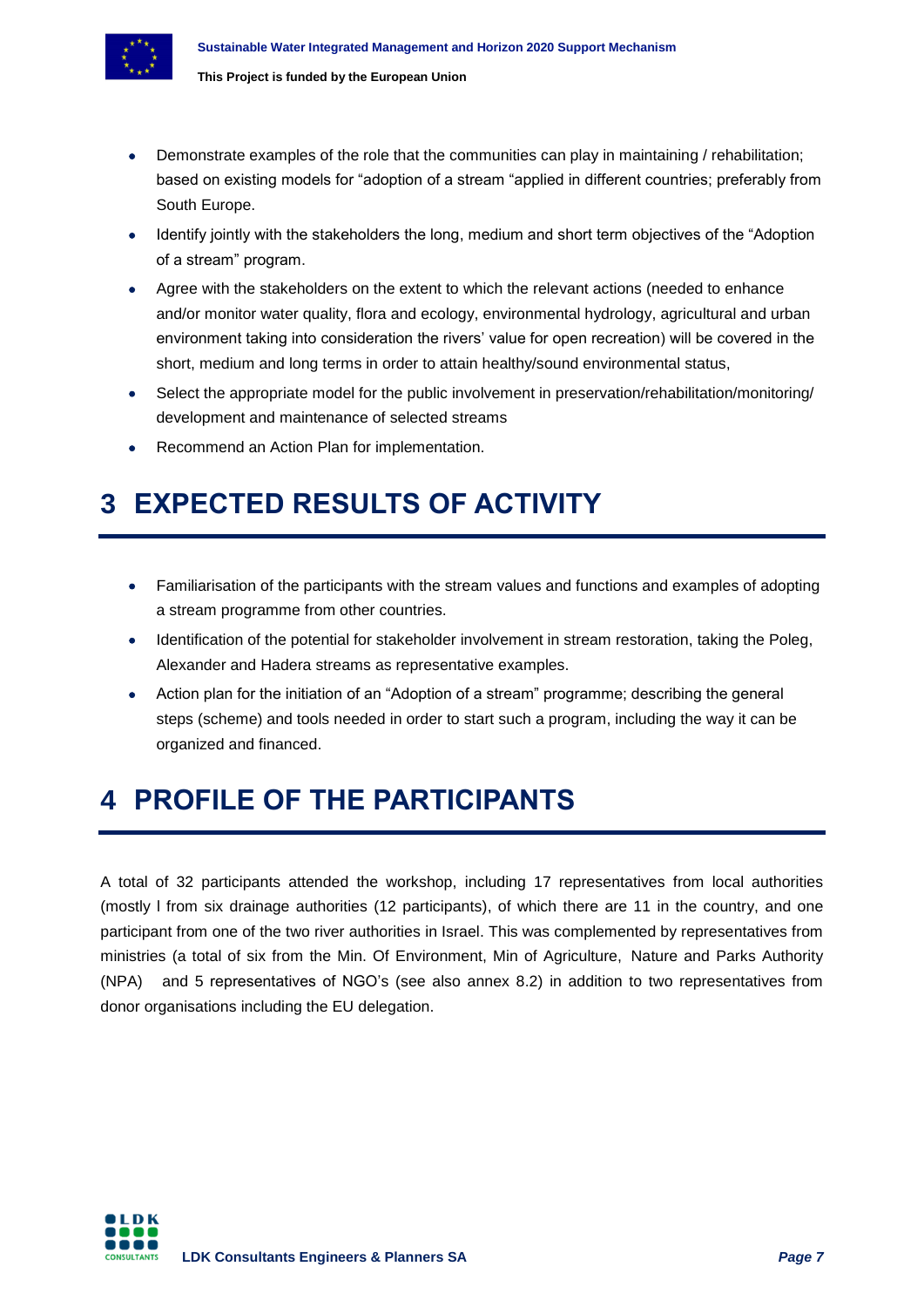- Demonstrate examples of the role that the communities can play in maintaining / rehabilitation; based on existing models for "adoption of a stream "applied in different countries; preferably from South Europe.
- Identify jointly with the stakeholders the long, medium and short term objectives of the "Adoption of a stream" program.
- Agree with the stakeholders on the extent to which the relevant actions (needed to enhance and/or monitor water quality, flora and ecology, environmental hydrology, agricultural and urban environment taking into consideration the rivers' value for open recreation) will be covered in the short, medium and long terms in order to attain healthy/sound environmental status,
- Select the appropriate model for the public involvement in preservation/rehabilitation/monitoring/ development and maintenance of selected streams
- Recommend an Action Plan for implementation.

# 3 EXPECTED RESULTS OF ACTIVITY

- Familiarisation of the participants with the stream values and functions and examples of adopting a stream programme from other countries.
- Identification of the potential for stakeholder involvement in stream restoration, taking the Poleg, Alexander and Hadera streams as representative examples.
- Action plan for the initiation of an "Adoption of a stream" programme; describing the general steps (scheme) and tools needed in order to start such a program, including the way it can be organized and financed.

# 4 PROFILE OF THE PARTICIPANTS

A total of 32 participants attended the workshop, including 17 representatives from local authorities (mostly l from six drainage authorities (12 participants), of which there are 11 in the country, and one participant from one of the two river authorities in Israel. This was complemented by representatives from ministries (a total of six from the Min. Of Environment, Min of Agriculture, Nature and Parks Authority (NPA) and 5 representatives of NGO's (see also annex 8.2) in addition to two representatives from donor organisations including the EU delegation.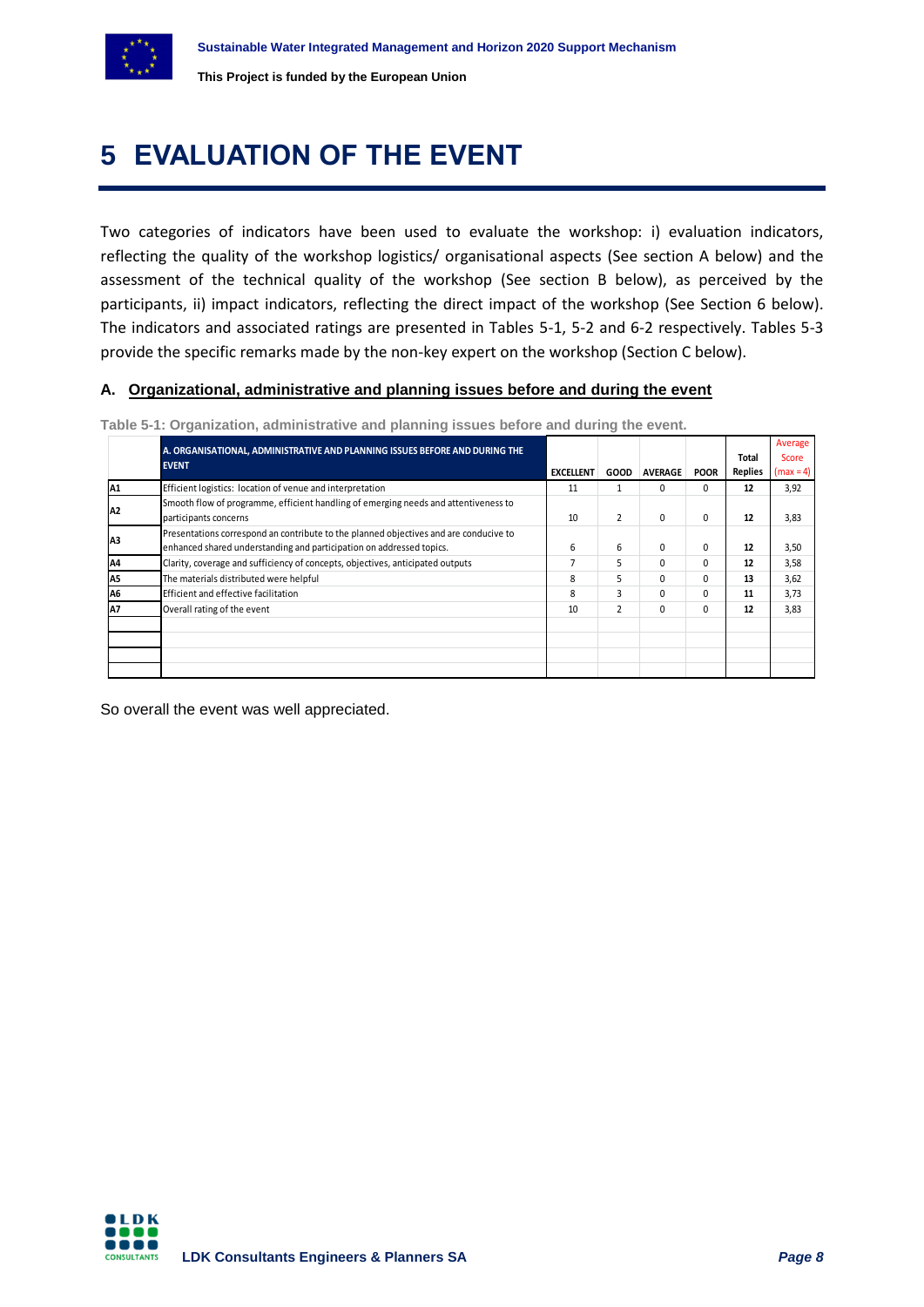# 5 EVALUATION OF THE EVENT

Two categories of indicators have been used to evaluate the workshop: i) evaluation indicators, reflecting the quality of the workshop logistics/ organisational aspects (See section A below) and the assessment of the technical quality of the workshop (See section B below), as perceived by the participants, ii) impact indicators, reflecting the direct impact of the workshop (See Section 6 below). The indicators and associated ratings are presented in Tables 5-1, 5-2 and 6-2 respectively. Tables 5-3 provide the specific remarks made by the non-key expert on the workshop (Section C below).

### A. Organizational, administrative and planning issues before and during the event

Table 5-1: Organization, administrative and planning issues before and during the event.

| | A. ORGANISATIONAL, ADMINISTRATIVE AND PLANNING ISSUES BEFORE AND DURING THE EVENT | EXCELLENT | GOOD | AVERAGE | POOR | Total Replies | Average Score (max = 4) |
|---|---|---|---|---|---|---|---|
| A1 | Efficient logistics: location of venue and interpretation | 11 | 1 | 0 | 0 | 12 | 3,92 |
| A2 | Smooth flow of programme, efficient handling of emerging needs and attentiveness to participants concerns | 10 | 2 | 0 | 0 | 12 | 3,83 |
| A3 | Presentations correspond an contribute to the planned objectives and are conducive to enhanced shared understanding and participation on addressed topics. | 6 | 6 | 0 | 0 | 12 | 3,50 |
| A4 | Clarity, coverage and sufficiency of concepts, objectives, anticipated outputs | 7 | 5 | 0 | 0 | 12 | 3,58 |
| A5 | The materials distributed were helpful | 8 | 5 | 0 | 0 | 13 | 3,62 |
| A6 | Efficient and effective facilitation | 8 | 3 | 0 | 0 | 11 | 3,73 |
| A7 | Overall rating of the event | 10 | 2 | 0 | 0 | 12 | 3,83 |

So overall the event was well appreciated.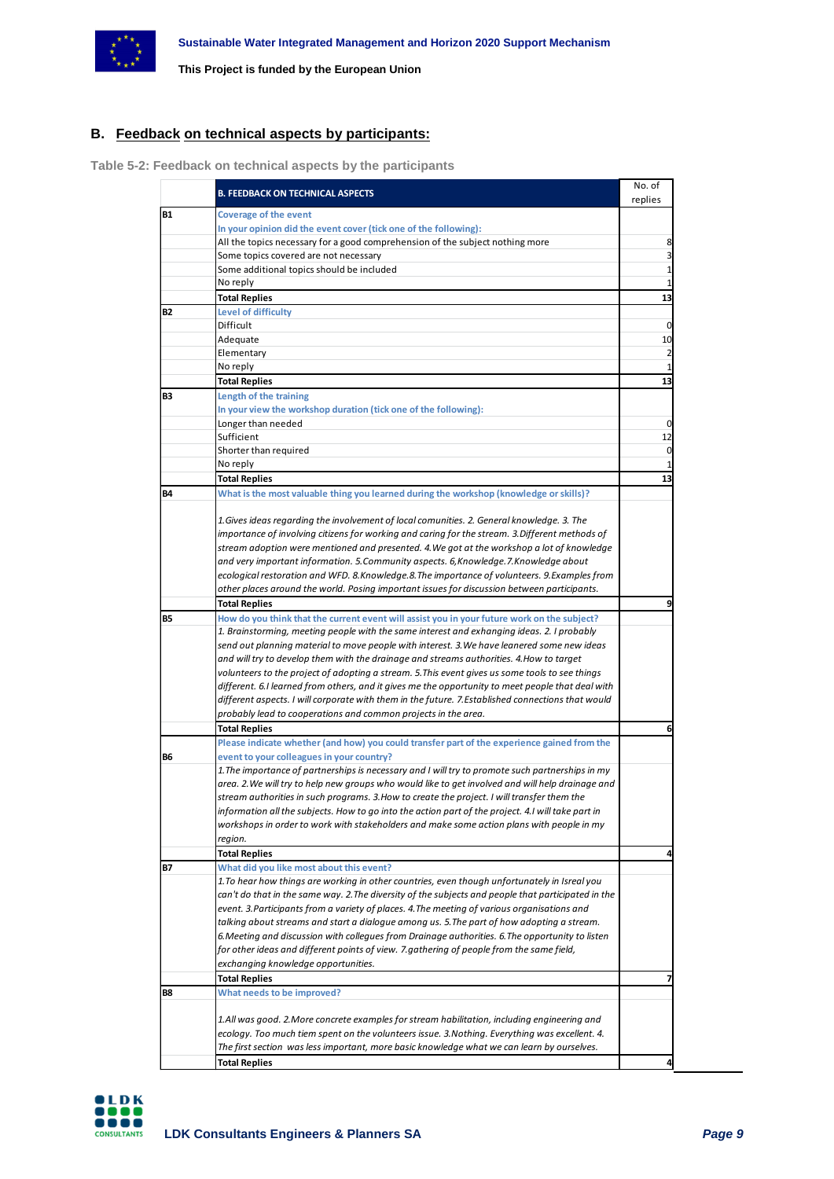## B. Feedback on technical aspects by participants:

**Table 5-2: Feedback on technical aspects by the participants**

| | B. FEEDBACK ON TECHNICAL ASPECTS | No. of replies |
|---|---|---|
| **B1** | Coverage of the event | |
| | In your opinion did the event cover (tick one of the following): | |
| | All the topics necessary for a good comprehension of the subject nothing more | 8 |
| | Some topics covered are not necessary | 3 |
| | Some additional topics should be included | 1 |
| | No reply | 1 |
| | **Total Replies** | **13** |
| **B2** | Level of difficulty | |
| | Difficult | 0 |
| | Adequate | 10 |
| | Elementary | 2 |
| | No reply | 1 |
| | **Total Replies** | **13** |
| **B3** | Length of the training | |
| | In your view the workshop duration (tick one of the following): | |
| | Longer than needed | 0 |
| | Sufficient | 12 |
| | Shorter than required | 0 |
| | No reply | 1 |
| | **Total Replies** | **13** |
| **B4** | What is the most valuable thing you learned during the workshop (knowledge or skills)? | |
| | *1.Gives ideas regarding the involvement of local comunities. 2. General knowledge. 3. The importance of involving citizens for working and caring for the stream. 3.Different methods of stream adoption were mentioned and presented. 4.We got at the workshop a lot of knowledge and very important information. 5.Community aspects. 6,Knowledge.7.Knowledge about ecological restoration and WFD. 8.Knowledge.8.The importance of volunteers. 9.Examples from other places around the world. Posing important issues for discussion between participants.* | |
| | **Total Replies** | **9** |
| **B5** | How do you think that the current event will assist you in your future work on the subject? | |
| | *1. Brainstorming, meeting people with the same interest and exhanging ideas. 2. I probably send out planning material to move people with interest. 3.We have leanered some new ideas and will try to develop them with the drainage and streams authorities. 4.How to target volunteers to the project of adopting a stream. 5.This event gives us some tools to see things different. 6.I learned from others, and it gives me the opportunity to meet people that deal with different aspects. I will corporate with them in the future. 7.Established connections that would probably lead to cooperations and common projects in the area.* | |
| | **Total Replies** | **6** |
| **B6** | Please indicate whether (and how) you could transfer part of the experience gained from the event to your colleagues in your country? | |
| | *1.The importance of partnerships is necessary and I will try to promote such partnerships in my area. 2.We will try to help new groups who would like to get involved and will help drainage and stream authorities in such programs. 3.How to create the project. I will transfer them the information all the subjects. How to go into the action part of the project. 4.I will take part in workshops in order to work with stakeholders and make some action plans with people in my region.* | |
| | **Total Replies** | **4** |
| **B7** | What did you like most about this event? | |
| | *1.To hear how things are working in other countries, even though unfortunately in Isreal you can't do that in the same way. 2.The diversity of the subjects and people that participated in the event. 3.Participants from a variety of places. 4.The meeting of various organisations and talking about streams and start a dialogue among us. 5.The part of how adopting a stream. 6.Meeting and discussion with collegues from Drainage authorities. 6.The opportunity to listen for other ideas and different points of view. 7.gathering of people from the same field, exchanging knowledge opportunities.* | |
| | **Total Replies** | **7** |
| **B8** | What needs to be improved? | |
| | *1.All was good. 2.More concrete examples for stream habilitation, including engineering and ecology. Too much tiem spent on the volunteers issue. 3.Nothing. Everything was excellent. 4. The first section was less important, more basic knowledge what we can learn by ourselves.* | |
| | **Total Replies** | **4** |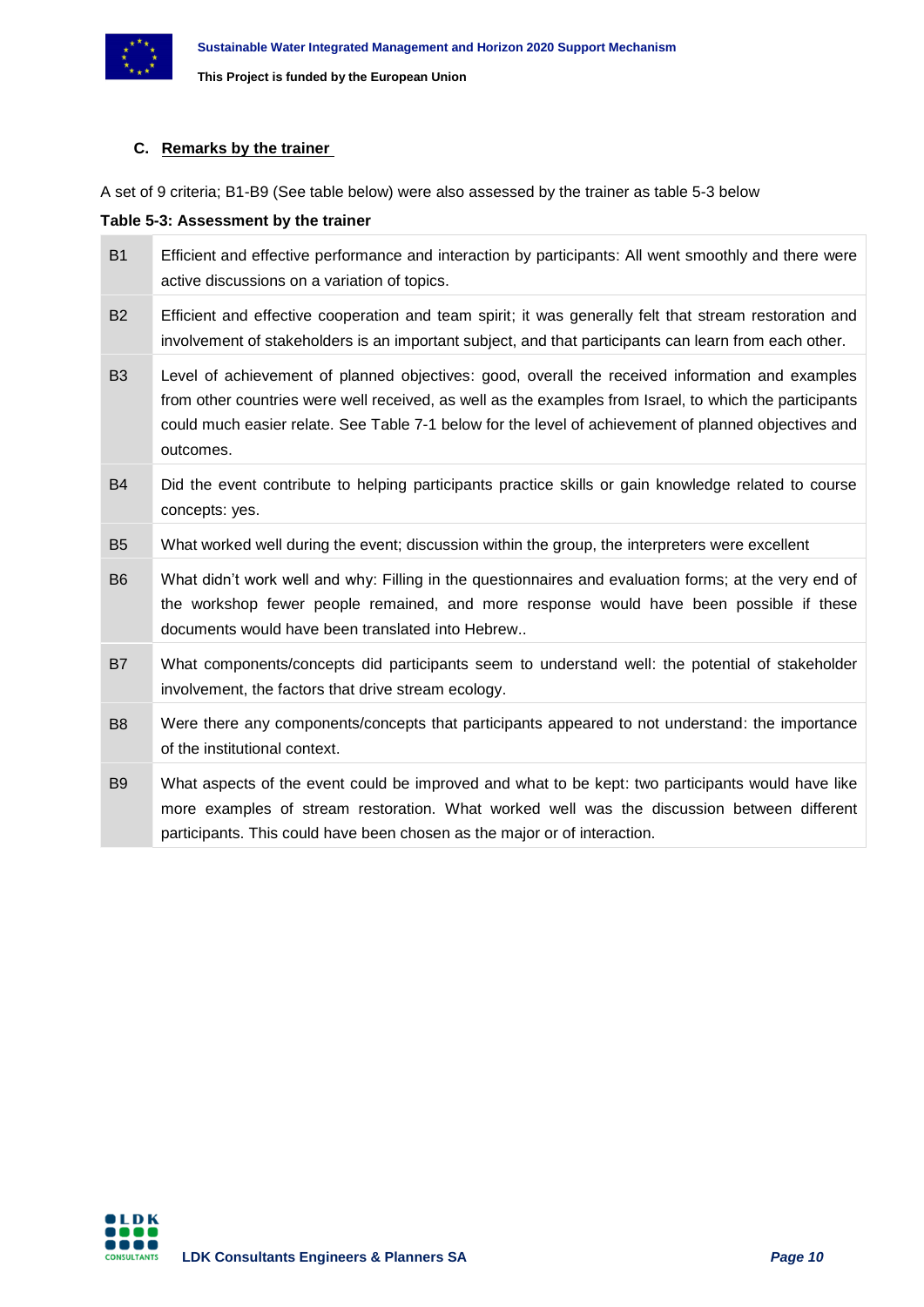### C. Remarks by the trainer

A set of 9 criteria; B1-B9 (See table below) were also assessed by the trainer as table 5-3 below

**Table 5-3: Assessment by the trainer**

| | |
|---|---|
| B1 | Efficient and effective performance and interaction by participants: All went smoothly and there were active discussions on a variation of topics. |
| B2 | Efficient and effective cooperation and team spirit; it was generally felt that stream restoration and involvement of stakeholders is an important subject, and that participants can learn from each other. |
| B3 | Level of achievement of planned objectives: good, overall the received information and examples from other countries were well received, as well as the examples from Israel, to which the participants could much easier relate. See Table 7-1 below for the level of achievement of planned objectives and outcomes. |
| B4 | Did the event contribute to helping participants practice skills or gain knowledge related to course concepts: yes. |
| B5 | What worked well during the event; discussion within the group, the interpreters were excellent |
| B6 | What didn't work well and why: Filling in the questionnaires and evaluation forms; at the very end of the workshop fewer people remained, and more response would have been possible if these documents would have been translated into Hebrew.. |
| B7 | What components/concepts did participants seem to understand well: the potential of stakeholder involvement, the factors that drive stream ecology. |
| B8 | Were there any components/concepts that participants appeared to not understand: the importance of the institutional context. |
| B9 | What aspects of the event could be improved and what to be kept: two participants would have like more examples of stream restoration. What worked well was the discussion between different participants. This could have been chosen as the major or of interaction. |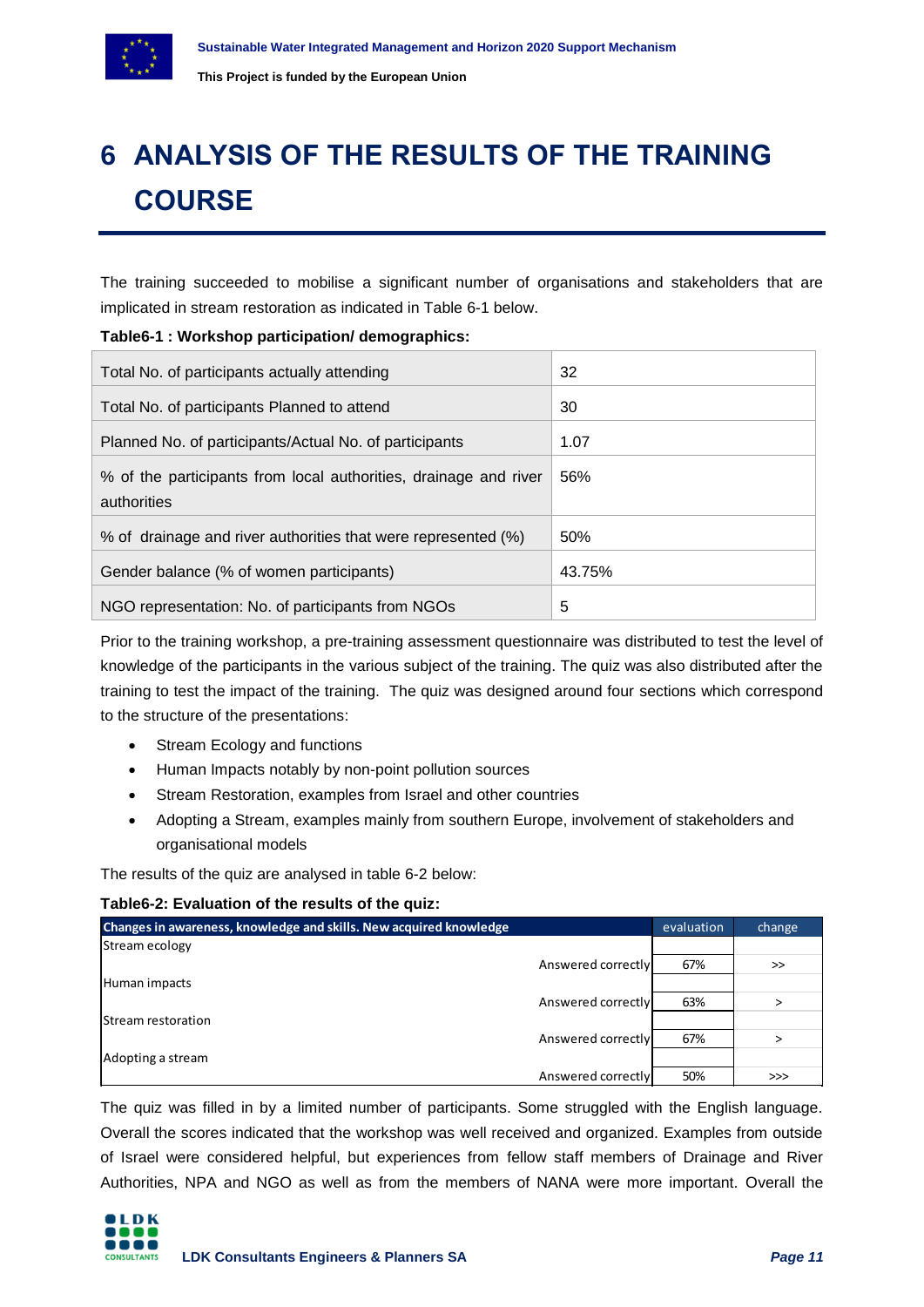# 6 ANALYSIS OF THE RESULTS OF THE TRAINING COURSE

The training succeeded to mobilise a significant number of organisations and stakeholders that are implicated in stream restoration as indicated in Table 6-1 below.

**Table6-1 : Workshop participation/ demographics:**

| | |
|---|---|
| Total No. of participants actually attending | 32 |
| Total No. of participants Planned to attend | 30 |
| Planned No. of participants/Actual No. of participants | 1.07 |
| % of the participants from local authorities, drainage and river authorities | 56% |
| % of drainage and river authorities that were represented (%) | 50% |
| Gender balance (% of women participants) | 43.75% |
| NGO representation: No. of participants from NGOs | 5 |

Prior to the training workshop, a pre-training assessment questionnaire was distributed to test the level of knowledge of the participants in the various subject of the training. The quiz was also distributed after the training to test the impact of the training. The quiz was designed around four sections which correspond to the structure of the presentations:

- Stream Ecology and functions
- Human Impacts notably by non-point pollution sources
- Stream Restoration, examples from Israel and other countries
- Adopting a Stream, examples mainly from southern Europe, involvement of stakeholders and organisational models

The results of the quiz are analysed in table 6-2 below:

**Table6-2: Evaluation of the results of the quiz:**

| Changes in awareness, knowledge and skills. New acquired knowledge | | evaluation | change |
|---|---|---|---|
| Stream ecology | | | |
| | Answered correctly | 67% | >> |
| Human impacts | | | |
| | Answered correctly | 63% | > |
| Stream restoration | | | |
| | Answered correctly | 67% | > |
| Adopting a stream | | | |
| | Answered correctly | 50% | >>> |

The quiz was filled in by a limited number of participants. Some struggled with the English language. Overall the scores indicated that the workshop was well received and organized. Examples from outside of Israel were considered helpful, but experiences from fellow staff members of Drainage and River Authorities, NPA and NGO as well as from the members of NANA were more important. Overall the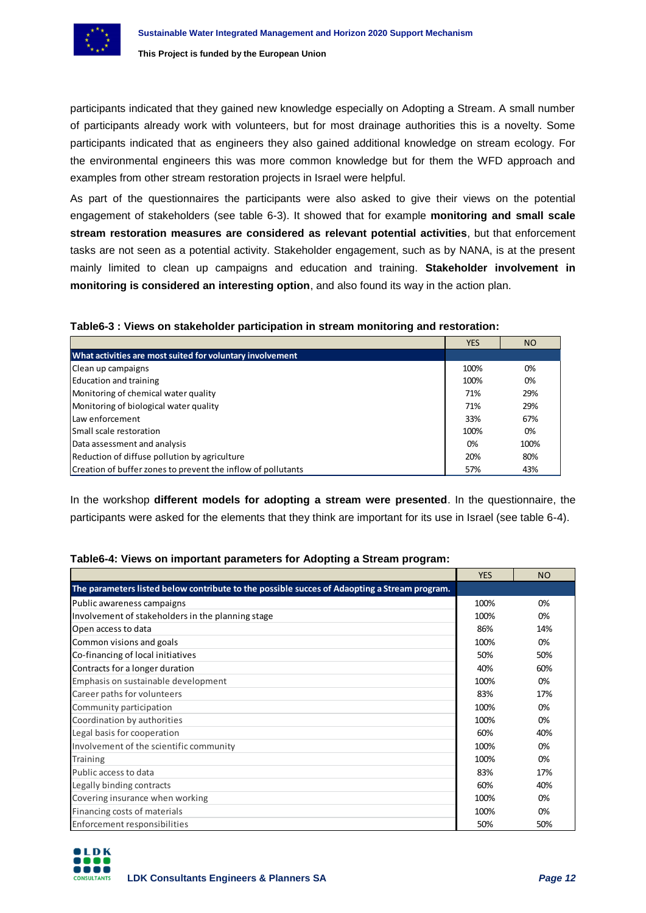participants indicated that they gained new knowledge especially on Adopting a Stream. A small number of participants already work with volunteers, but for most drainage authorities this is a novelty. Some participants indicated that as engineers they also gained additional knowledge on stream ecology. For the environmental engineers this was more common knowledge but for them the WFD approach and examples from other stream restoration projects in Israel were helpful.

As part of the questionnaires the participants were also asked to give their views on the potential engagement of stakeholders (see table 6-3). It showed that for example **monitoring and small scale stream restoration measures are considered as relevant potential activities**, but that enforcement tasks are not seen as a potential activity. Stakeholder engagement, such as by NANA, is at the present mainly limited to clean up campaigns and education and training. **Stakeholder involvement in monitoring is considered an interesting option**, and also found its way in the action plan.

**Table6-3 : Views on stakeholder participation in stream monitoring and restoration:**

| | YES | NO |
|---|---|---|
| **What activities are most suited for voluntary involvement** | | |
| Clean up campaigns | 100% | 0% |
| Education and training | 100% | 0% |
| Monitoring of chemical water quality | 71% | 29% |
| Monitoring of biological water quality | 71% | 29% |
| Law enforcement | 33% | 67% |
| Small scale restoration | 100% | 0% |
| Data assessment and analysis | 0% | 100% |
| Reduction of diffuse pollution by agriculture | 20% | 80% |
| Creation of buffer zones to prevent the inflow of pollutants | 57% | 43% |

In the workshop **different models for adopting a stream were presented**. In the questionnaire, the participants were asked for the elements that they think are important for its use in Israel (see table 6-4).

**Table6-4: Views on important parameters for Adopting a Stream program:**

| | YES | NO |
|---|---|---|
| **The parameters listed below contribute to the possible succes of Adaopting a Stream program.** | | |
| Public awareness campaigns | 100% | 0% |
| Involvement of stakeholders in the planning stage | 100% | 0% |
| Open access to data | 86% | 14% |
| Common visions and goals | 100% | 0% |
| Co-financing of local initiatives | 50% | 50% |
| Contracts for a longer duration | 40% | 60% |
| Emphasis on sustainable development | 100% | 0% |
| Career paths for volunteers | 83% | 17% |
| Community participation | 100% | 0% |
| Coordination by authorities | 100% | 0% |
| Legal basis for cooperation | 60% | 40% |
| Involvement of the scientific community | 100% | 0% |
| Training | 100% | 0% |
| Public access to data | 83% | 17% |
| Legally binding contracts | 60% | 40% |
| Covering insurance when working | 100% | 0% |
| Financing costs of materials | 100% | 0% |
| Enforcement responsibilities | 50% | 50% |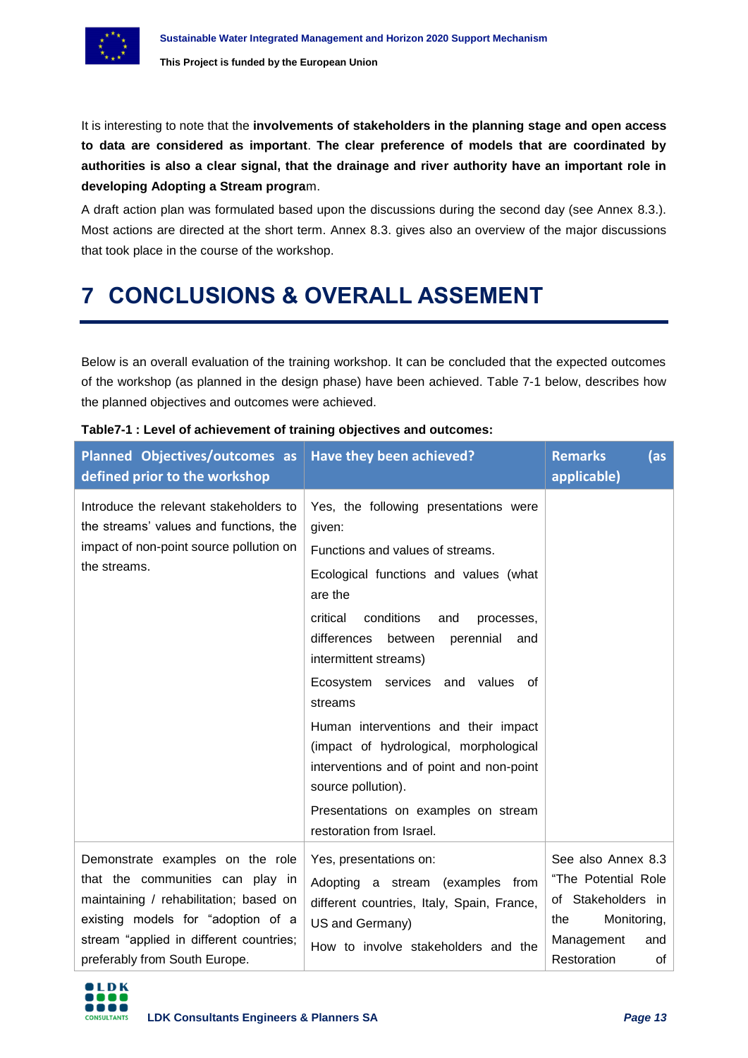It is interesting to note that the **involvements of stakeholders in the planning stage and open access to data are considered as important**. **The clear preference of models that are coordinated by authorities is also a clear signal, that the drainage and river authority have an important role in developing Adopting a Stream progra**m.

A draft action plan was formulated based upon the discussions during the second day (see Annex 8.3.). Most actions are directed at the short term. Annex 8.3. gives also an overview of the major discussions that took place in the course of the workshop.

# 7 CONCLUSIONS & OVERALL ASSEMENT

Below is an overall evaluation of the training workshop. It can be concluded that the expected outcomes of the workshop (as planned in the design phase) have been achieved. Table 7-1 below, describes how the planned objectives and outcomes were achieved.

**Table7-1 : Level of achievement of training objectives and outcomes:**

| Planned Objectives/outcomes as defined prior to the workshop | Have they been achieved? | Remarks (as applicable) |
|---|---|---|
| Introduce the relevant stakeholders to the streams' values and functions, the impact of non-point source pollution on the streams. | Yes, the following presentations were given:<br>Functions and values of streams.<br>Ecological functions and values (what are the<br>critical conditions and processes, differences between perennial and intermittent streams)<br>Ecosystem services and values of streams<br>Human interventions and their impact (impact of hydrological, morphological interventions and of point and non-point source pollution).<br>Presentations on examples on stream restoration from Israel. | |
| Demonstrate examples on the role that the communities can play in maintaining / rehabilitation; based on existing models for "adoption of a stream "applied in different countries; preferably from South Europe. | Yes, presentations on:<br>Adopting a stream (examples from different countries, Italy, Spain, France, US and Germany)<br>How to involve stakeholders and the | See also Annex 8.3 "The Potential Role of Stakeholders in the Monitoring, Management and Restoration of |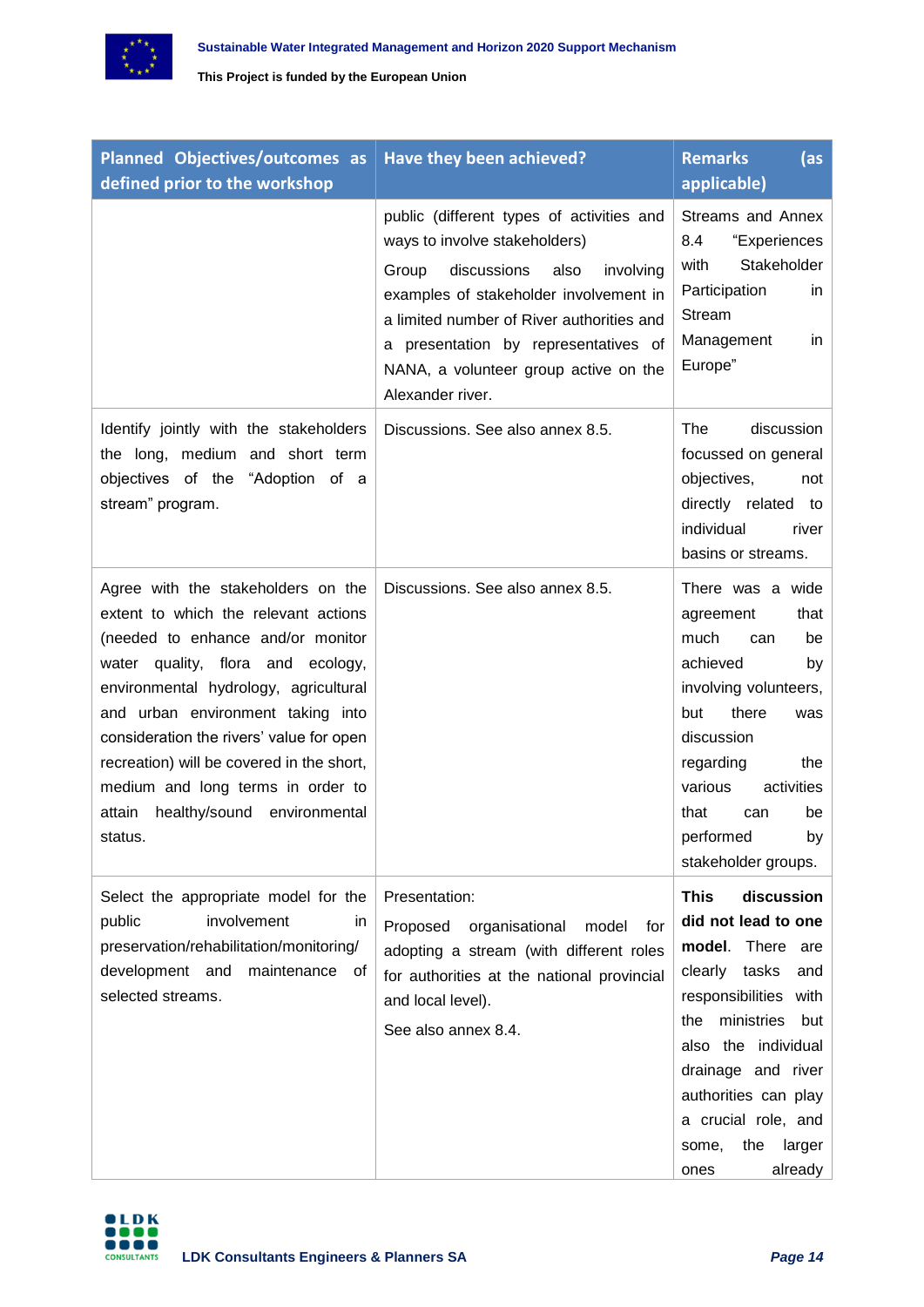| Planned Objectives/outcomes as defined prior to the workshop | Have they been achieved? | Remarks (as applicable) |
|---|---|---|
| | public (different types of activities and ways to involve stakeholders) Group discussions also involving examples of stakeholder involvement in a limited number of River authorities and a presentation by representatives of NANA, a volunteer group active on the Alexander river. | Streams and Annex 8.4 "Experiences with Stakeholder Participation in Stream Management in Europe" |
| Identify jointly with the stakeholders the long, medium and short term objectives of the "Adoption of a stream" program. | Discussions. See also annex 8.5. | The discussion focussed on general objectives, not directly related to individual river basins or streams. |
| Agree with the stakeholders on the extent to which the relevant actions (needed to enhance and/or monitor water quality, flora and ecology, environmental hydrology, agricultural and urban environment taking into consideration the rivers' value for open recreation) will be covered in the short, medium and long terms in order to attain healthy/sound environmental status. | Discussions. See also annex 8.5. | There was a wide agreement that much can be achieved by involving volunteers, but there was discussion regarding the various activities that can be performed by stakeholder groups. |
| Select the appropriate model for the public involvement in preservation/rehabilitation/monitoring/ development and maintenance of selected streams. | Presentation: Proposed organisational model for adopting a stream (with different roles for authorities at the national provincial and local level). See also annex 8.4. | **This discussion did not lead to one model**. There are clearly tasks and responsibilities with the ministries but also the individual drainage and river authorities can play a crucial role, and some, the larger ones already |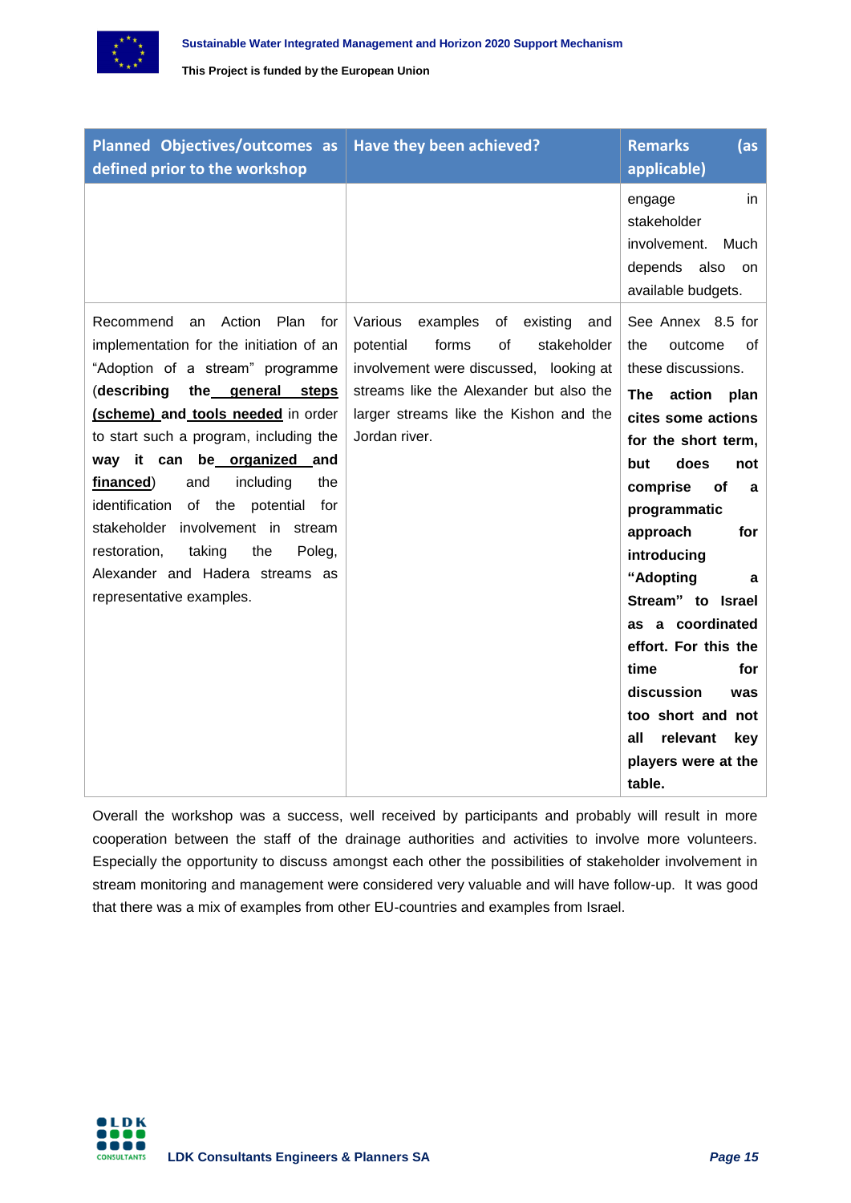| Planned Objectives/outcomes as defined prior to the workshop | Have they been achieved? | Remarks (as applicable) |
| --- | --- | --- |
| | | engage in stakeholder involvement. Much depends also on available budgets. |
| Recommend an Action Plan for implementation for the initiation of an "Adoption of a stream" programme (**describing the <u>general steps</u> <u>(scheme)</u> and <u>tools needed</u>** in order to start such a program, including the **way it can be <u>organized</u> and <u>financed</u>**) and including the identification of the potential for stakeholder involvement in stream restoration, taking the Poleg, Alexander and Hadera streams as representative examples. | Various examples of existing and potential forms of stakeholder involvement were discussed, looking at streams like the Alexander but also the larger streams like the Kishon and the Jordan river. | See Annex 8.5 for the outcome of these discussions. **The action plan cites some actions for the short term, but does not comprise of a programmatic approach for introducing "Adopting a Stream" to Israel as a coordinated effort. For this the time for discussion was too short and not all relevant key players were at the table.** |

Overall the workshop was a success, well received by participants and probably will result in more cooperation between the staff of the drainage authorities and activities to involve more volunteers. Especially the opportunity to discuss amongst each other the possibilities of stakeholder involvement in stream monitoring and management were considered very valuable and will have follow-up. It was good that there was a mix of examples from other EU-countries and examples from Israel.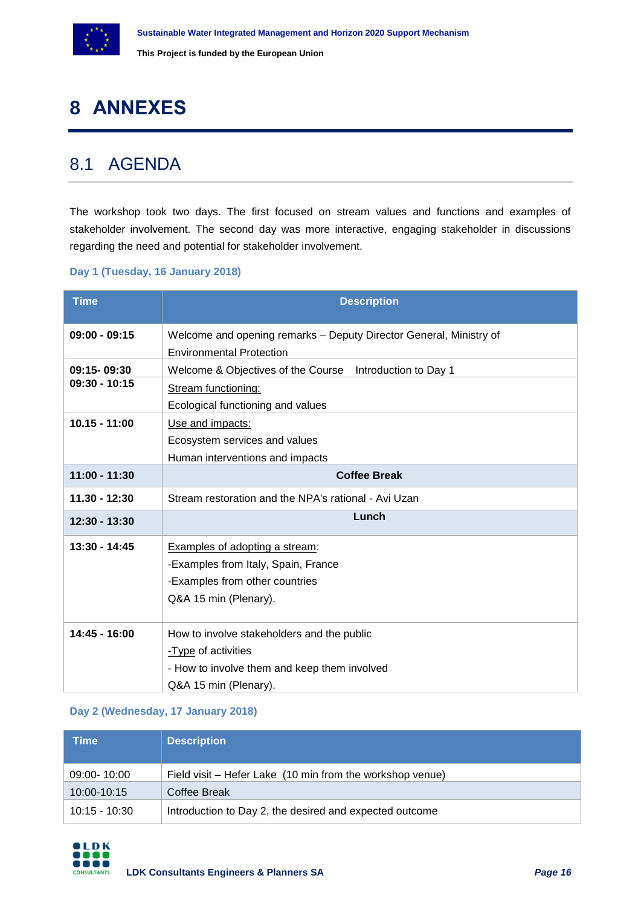# 8 ANNEXES

## 8.1 AGENDA

The workshop took two days. The first focused on stream values and functions and examples of stakeholder involvement. The second day was more interactive, engaging stakeholder in discussions regarding the need and potential for stakeholder involvement.

### Day 1 (Tuesday, 16 January 2018)

| Time | Description |
|---|---|
| **09:00 - 09:15** | Welcome and opening remarks – Deputy Director General, Ministry of Environmental Protection |
| **09:15- 09:30** | Welcome & Objectives of the Course  Introduction to Day 1 |
| **09:30 - 10:15** | Stream functioning:<br>Ecological functioning and values |
| **10.15 - 11:00** | Use and impacts:<br>Ecosystem services and values<br>Human interventions and impacts |
| **11:00 - 11:30** | **Coffee Break** |
| **11.30 - 12:30** | Stream restoration and the NPA's rational - Avi Uzan |
| **12:30 - 13:30** | **Lunch** |
| **13:30 - 14:45** | Examples of adopting a stream:<br>-Examples from Italy, Spain, France<br>-Examples from other countries<br>Q&A 15 min (Plenary). |
| **14:45 - 16:00** | How to involve stakeholders and the public<br>-Type of activities<br>- How to involve them and keep them involved<br>Q&A 15 min (Plenary). |

### Day 2 (Wednesday, 17 January 2018)

| Time | Description |
|---|---|
| 09:00- 10:00 | Field visit – Hefer Lake (10 min from the workshop venue) |
| 10:00-10:15 | Coffee Break |
| 10:15 - 10:30 | Introduction to Day 2, the desired and expected outcome |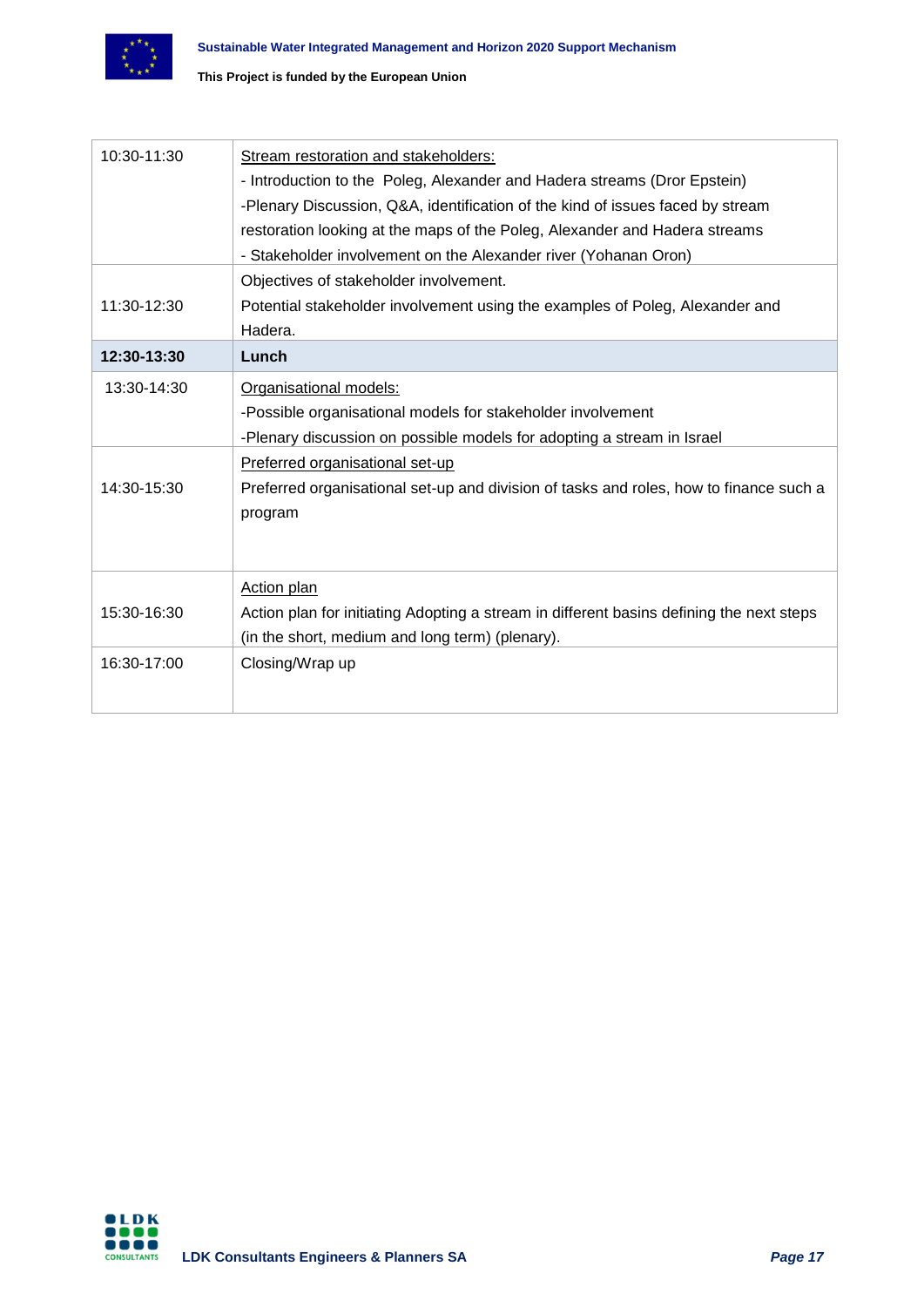| | |
|---|---|
| 10:30-11:30 | Stream restoration and stakeholders:<br>- Introduction to the Poleg, Alexander and Hadera streams (Dror Epstein)<br>-Plenary Discussion, Q&A, identification of the kind of issues faced by stream restoration looking at the maps of the Poleg, Alexander and Hadera streams<br>- Stakeholder involvement on the Alexander river (Yohanan Oron) |
| 11:30-12:30 | Objectives of stakeholder involvement.<br>Potential stakeholder involvement using the examples of Poleg, Alexander and Hadera. |
| **12:30-13:30** | **Lunch** |
| 13:30-14:30 | Organisational models:<br>-Possible organisational models for stakeholder involvement<br>-Plenary discussion on possible models for adopting a stream in Israel |
| 14:30-15:30 | Preferred organisational set-up<br>Preferred organisational set-up and division of tasks and roles, how to finance such a program |
| 15:30-16:30 | Action plan<br>Action plan for initiating Adopting a stream in different basins defining the next steps (in the short, medium and long term) (plenary). |
| 16:30-17:00 | Closing/Wrap up |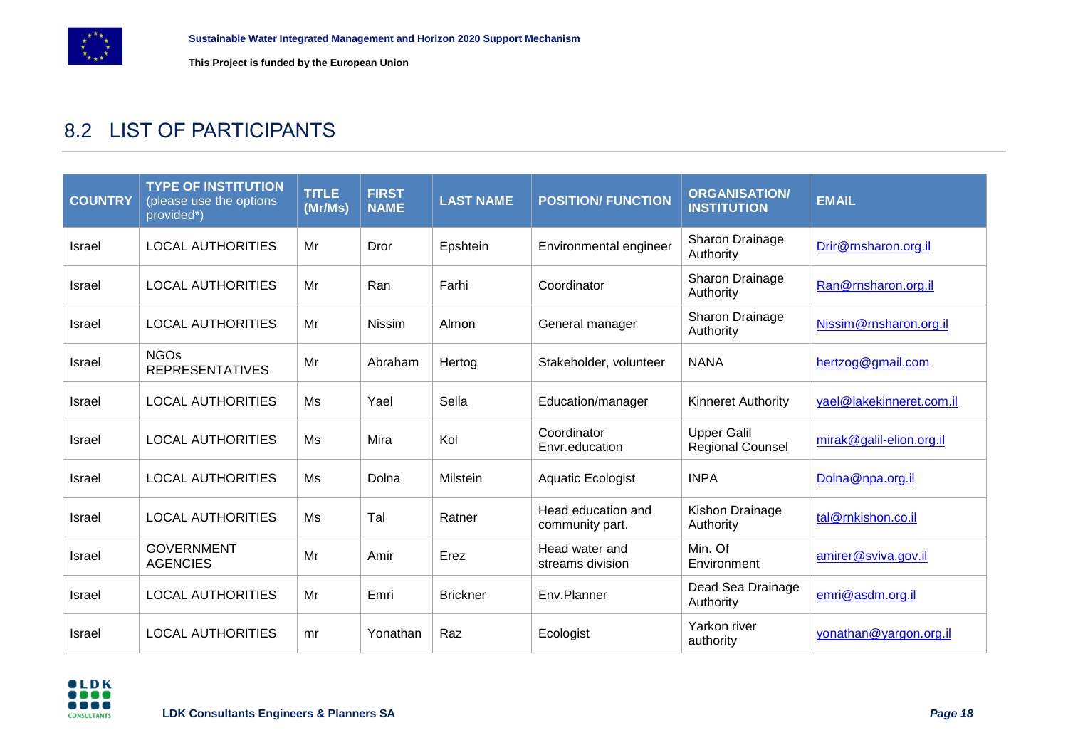## 8.2 LIST OF PARTICIPANTS

| COUNTRY | TYPE OF INSTITUTION (please use the options provided*) | TITLE (Mr/Ms) | FIRST NAME | LAST NAME | POSITION/ FUNCTION | ORGANISATION/ INSTITUTION | EMAIL |
|---|---|---|---|---|---|---|---|
| Israel | LOCAL AUTHORITIES | Mr | Dror | Epshtein | Environmental engineer | Sharon Drainage Authority | Drir@rnsharon.org.il |
| Israel | LOCAL AUTHORITIES | Mr | Ran | Farhi | Coordinator | Sharon Drainage Authority | Ran@rnsharon.org.il |
| Israel | LOCAL AUTHORITIES | Mr | Nissim | Almon | General manager | Sharon Drainage Authority | Nissim@rnsharon.org.il |
| Israel | NGOs REPRESENTATIVES | Mr | Abraham | Hertog | Stakeholder, volunteer | NANA | hertzog@gmail.com |
| Israel | LOCAL AUTHORITIES | Ms | Yael | Sella | Education/manager | Kinneret Authority | yael@lakekinneret.com.il |
| Israel | LOCAL AUTHORITIES | Ms | Mira | Kol | Coordinator Envr.education | Upper Galil Regional Counsel | mirak@galil-elion.org.il |
| Israel | LOCAL AUTHORITIES | Ms | Dolna | Milstein | Aquatic Ecologist | INPA | Dolna@npa.org.il |
| Israel | LOCAL AUTHORITIES | Ms | Tal | Ratner | Head education and community part. | Kishon Drainage Authority | tal@rnkishon.co.il |
| Israel | GOVERNMENT AGENCIES | Mr | Amir | Erez | Head water and streams division | Min. Of Environment | amirer@sviva.gov.il |
| Israel | LOCAL AUTHORITIES | Mr | Emri | Brickner | Env.Planner | Dead Sea Drainage Authority | emri@asdm.org.il |
| Israel | LOCAL AUTHORITIES | mr | Yonathan | Raz | Ecologist | Yarkon river authority | yonathan@yargon.org.il |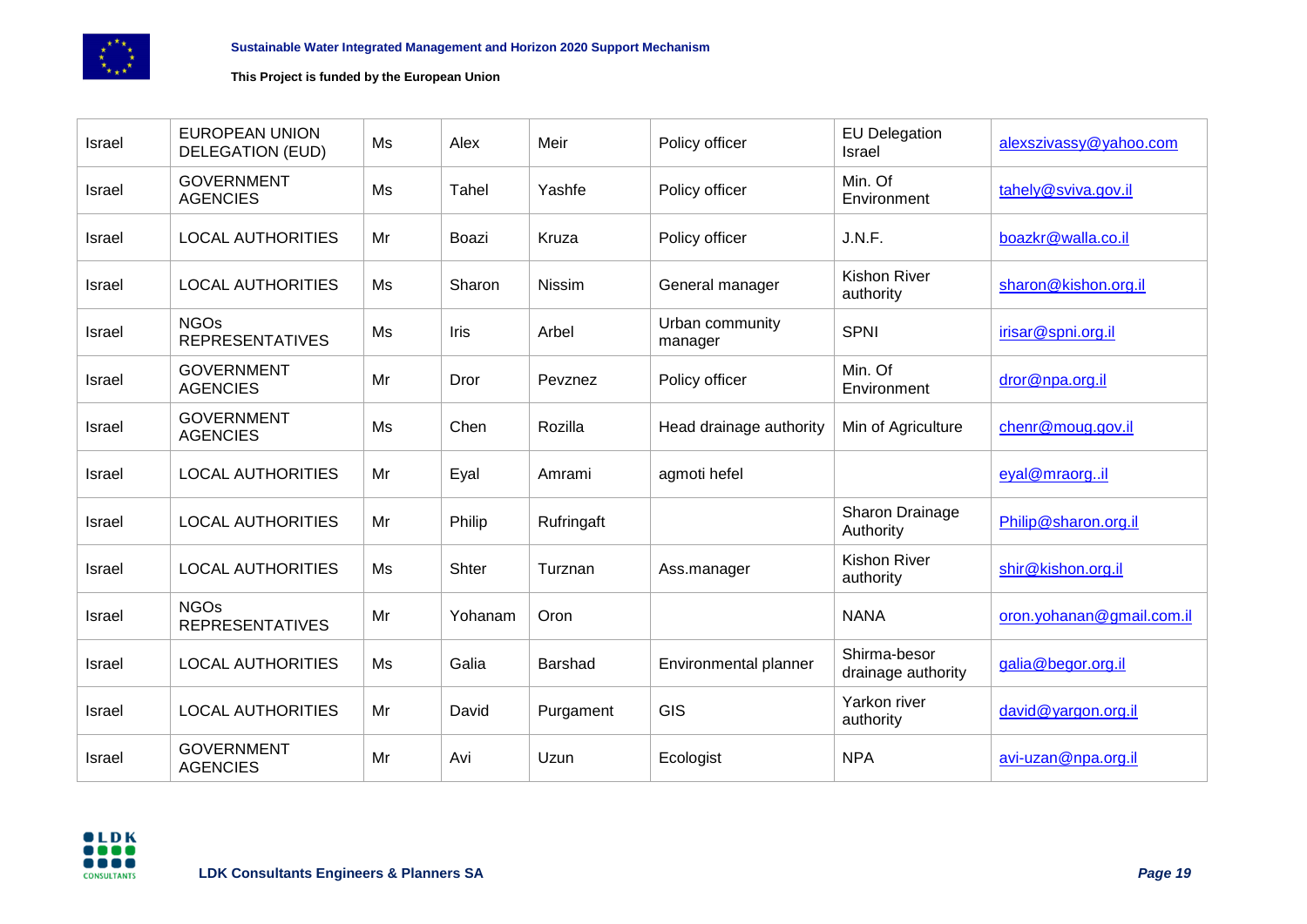| Israel | EUROPEAN UNION DELEGATION (EUD) | Ms | Alex | Meir | Policy officer | EU Delegation Israel | alexszivassy@yahoo.com |
|---|---|---|---|---|---|---|---|
| Israel | GOVERNMENT AGENCIES | Ms | Tahel | Yashfe | Policy officer | Min. Of Environment | tahely@sviva.gov.il |
| Israel | LOCAL AUTHORITIES | Mr | Boazi | Kruza | Policy officer | J.N.F. | boazkr@walla.co.il |
| Israel | LOCAL AUTHORITIES | Ms | Sharon | Nissim | General manager | Kishon River authority | sharon@kishon.org.il |
| Israel | NGOs REPRESENTATIVES | Ms | Iris | Arbel | Urban community manager | SPNI | irisar@spni.org.il |
| Israel | GOVERNMENT AGENCIES | Mr | Dror | Pevznez | Policy officer | Min. Of Environment | dror@npa.org.il |
| Israel | GOVERNMENT AGENCIES | Ms | Chen | Rozilla | Head drainage authority | Min of Agriculture | chenr@moug.gov.il |
| Israel | LOCAL AUTHORITIES | Mr | Eyal | Amrami | agmoti hefel | | eyal@mraorg..il |
| Israel | LOCAL AUTHORITIES | Mr | Philip | Rufringaft | | Sharon Drainage Authority | Philip@sharon.org.il |
| Israel | LOCAL AUTHORITIES | Ms | Shter | Turznan | Ass.manager | Kishon River authority | shir@kishon.org.il |
| Israel | NGOs REPRESENTATIVES | Mr | Yohanam | Oron | | NANA | oron.yohanan@gmail.com.il |
| Israel | LOCAL AUTHORITIES | Ms | Galia | Barshad | Environmental planner | Shirma-besor drainage authority | galia@begor.org.il |
| Israel | LOCAL AUTHORITIES | Mr | David | Purgament | GIS | Yarkon river authority | david@yargon.org.il |
| Israel | GOVERNMENT AGENCIES | Mr | Avi | Uzun | Ecologist | NPA | avi-uzan@npa.org.il |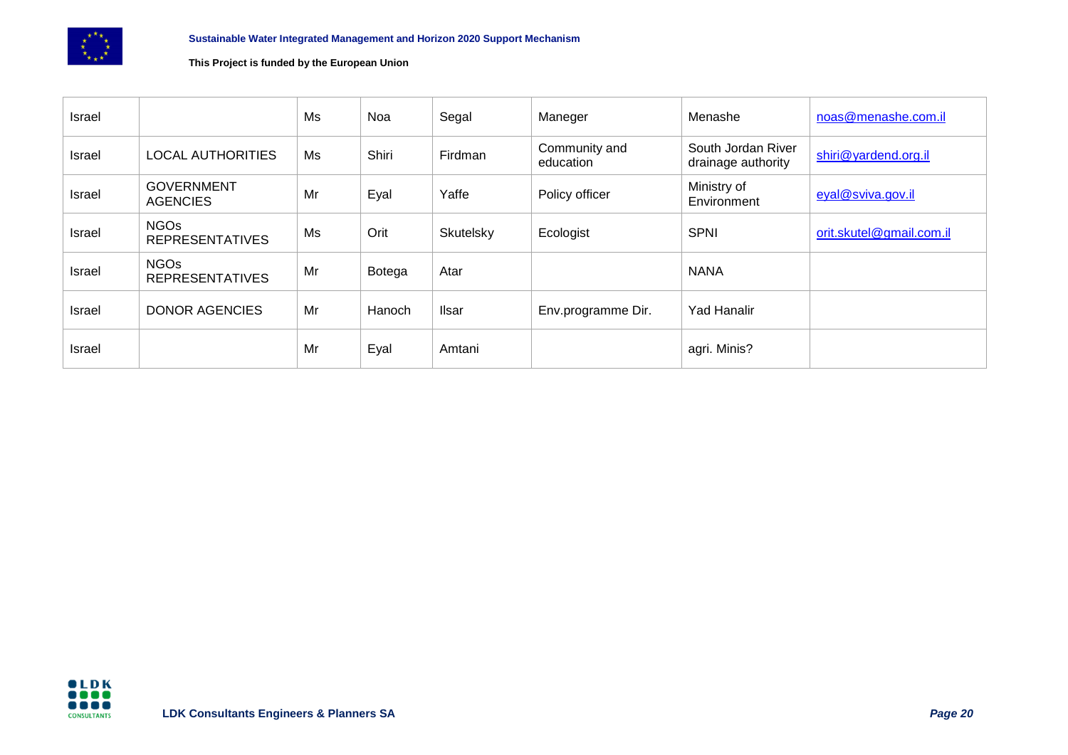| Israel | | Ms | Noa | Segal | Maneger | Menashe | noas@menashe.com.il |
|---|---|---|---|---|---|---|---|
| Israel | LOCAL AUTHORITIES | Ms | Shiri | Firdman | Community and education | South Jordan River drainage authority | shiri@yardend.org.il |
| Israel | GOVERNMENT AGENCIES | Mr | Eyal | Yaffe | Policy officer | Ministry of Environment | eyal@sviva.gov.il |
| Israel | NGOs REPRESENTATIVES | Ms | Orit | Skutelsky | Ecologist | SPNI | orit.skutel@gmail.com.il |
| Israel | NGOs REPRESENTATIVES | Mr | Botega | Atar | | NANA | |
| Israel | DONOR AGENCIES | Mr | Hanoch | Ilsar | Env.programme Dir. | Yad Hanalir | |
| Israel | | Mr | Eyal | Amtani | | agri. Minis? | |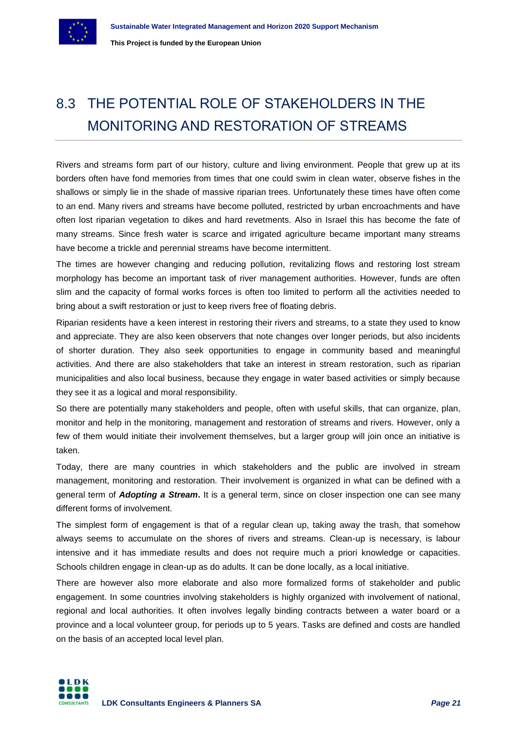## 8.3 THE POTENTIAL ROLE OF STAKEHOLDERS IN THE MONITORING AND RESTORATION OF STREAMS

Rivers and streams form part of our history, culture and living environment. People that grew up at its borders often have fond memories from times that one could swim in clean water, observe fishes in the shallows or simply lie in the shade of massive riparian trees. Unfortunately these times have often come to an end. Many rivers and streams have become polluted, restricted by urban encroachments and have often lost riparian vegetation to dikes and hard revetments. Also in Israel this has become the fate of many streams. Since fresh water is scarce and irrigated agriculture became important many streams have become a trickle and perennial streams have become intermittent.

The times are however changing and reducing pollution, revitalizing flows and restoring lost stream morphology has become an important task of river management authorities. However, funds are often slim and the capacity of formal works forces is often too limited to perform all the activities needed to bring about a swift restoration or just to keep rivers free of floating debris.

Riparian residents have a keen interest in restoring their rivers and streams, to a state they used to know and appreciate. They are also keen observers that note changes over longer periods, but also incidents of shorter duration. They also seek opportunities to engage in community based and meaningful activities. And there are also stakeholders that take an interest in stream restoration, such as riparian municipalities and also local business, because they engage in water based activities or simply because they see it as a logical and moral responsibility.

So there are potentially many stakeholders and people, often with useful skills, that can organize, plan, monitor and help in the monitoring, management and restoration of streams and rivers. However, only a few of them would initiate their involvement themselves, but a larger group will join once an initiative is taken.

Today, there are many countries in which stakeholders and the public are involved in stream management, monitoring and restoration. Their involvement is organized in what can be defined with a general term of ***Adopting a Stream*****.** It is a general term, since on closer inspection one can see many different forms of involvement.

The simplest form of engagement is that of a regular clean up, taking away the trash, that somehow always seems to accumulate on the shores of rivers and streams. Clean-up is necessary, is labour intensive and it has immediate results and does not require much a priori knowledge or capacities. Schools children engage in clean-up as do adults. It can be done locally, as a local initiative.

There are however also more elaborate and also more formalized forms of stakeholder and public engagement. In some countries involving stakeholders is highly organized with involvement of national, regional and local authorities. It often involves legally binding contracts between a water board or a province and a local volunteer group, for periods up to 5 years. Tasks are defined and costs are handled on the basis of an accepted local level plan.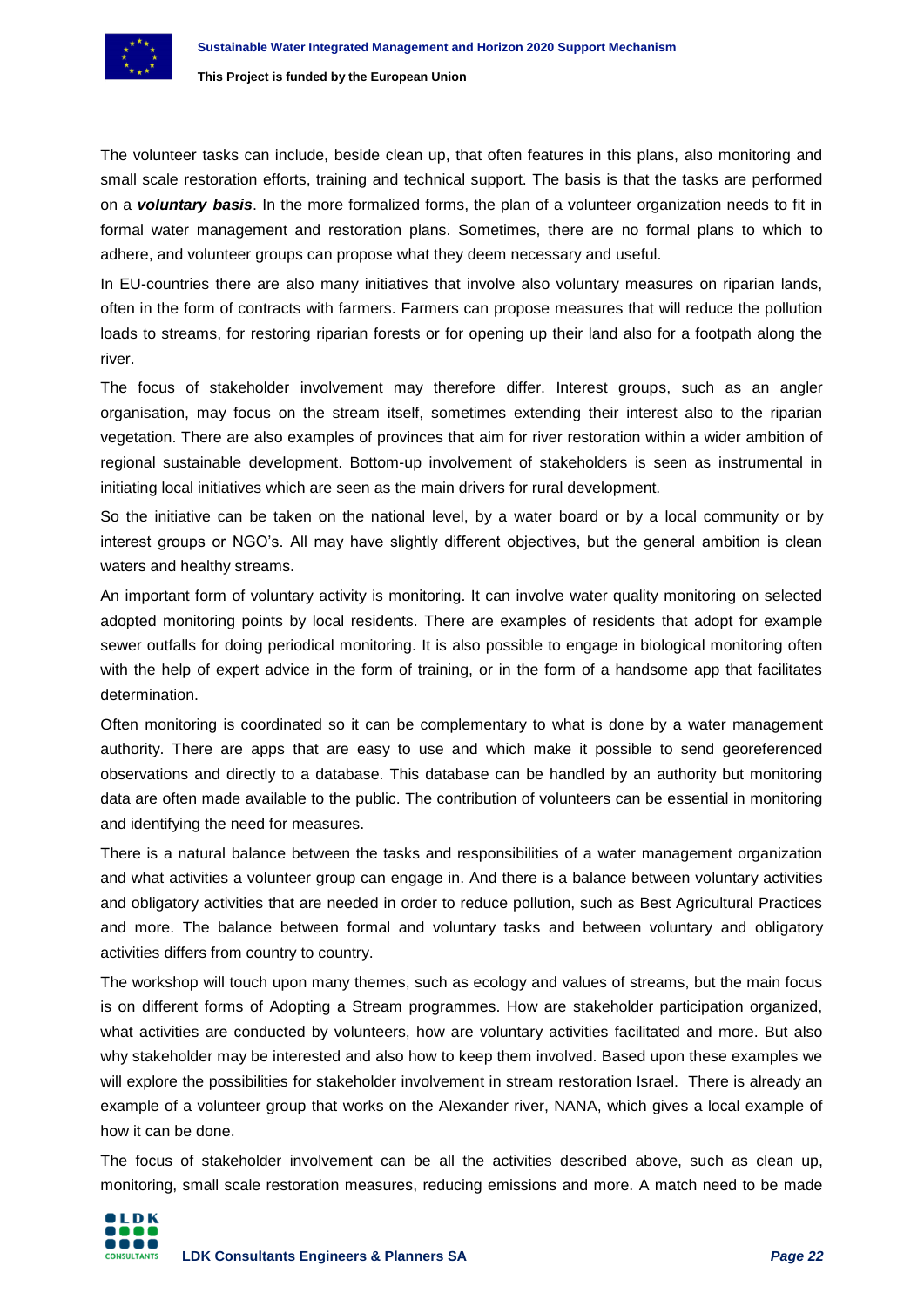The volunteer tasks can include, beside clean up, that often features in this plans, also monitoring and small scale restoration efforts, training and technical support. The basis is that the tasks are performed on a ***voluntary basis***. In the more formalized forms, the plan of a volunteer organization needs to fit in formal water management and restoration plans. Sometimes, there are no formal plans to which to adhere, and volunteer groups can propose what they deem necessary and useful.

In EU-countries there are also many initiatives that involve also voluntary measures on riparian lands, often in the form of contracts with farmers. Farmers can propose measures that will reduce the pollution loads to streams, for restoring riparian forests or for opening up their land also for a footpath along the river.

The focus of stakeholder involvement may therefore differ. Interest groups, such as an angler organisation, may focus on the stream itself, sometimes extending their interest also to the riparian vegetation. There are also examples of provinces that aim for river restoration within a wider ambition of regional sustainable development. Bottom-up involvement of stakeholders is seen as instrumental in initiating local initiatives which are seen as the main drivers for rural development.

So the initiative can be taken on the national level, by a water board or by a local community or by interest groups or NGO's. All may have slightly different objectives, but the general ambition is clean waters and healthy streams.

An important form of voluntary activity is monitoring. It can involve water quality monitoring on selected adopted monitoring points by local residents. There are examples of residents that adopt for example sewer outfalls for doing periodical monitoring. It is also possible to engage in biological monitoring often with the help of expert advice in the form of training, or in the form of a handsome app that facilitates determination.

Often monitoring is coordinated so it can be complementary to what is done by a water management authority. There are apps that are easy to use and which make it possible to send georeferenced observations and directly to a database. This database can be handled by an authority but monitoring data are often made available to the public. The contribution of volunteers can be essential in monitoring and identifying the need for measures.

There is a natural balance between the tasks and responsibilities of a water management organization and what activities a volunteer group can engage in. And there is a balance between voluntary activities and obligatory activities that are needed in order to reduce pollution, such as Best Agricultural Practices and more. The balance between formal and voluntary tasks and between voluntary and obligatory activities differs from country to country.

The workshop will touch upon many themes, such as ecology and values of streams, but the main focus is on different forms of Adopting a Stream programmes. How are stakeholder participation organized, what activities are conducted by volunteers, how are voluntary activities facilitated and more. But also why stakeholder may be interested and also how to keep them involved. Based upon these examples we will explore the possibilities for stakeholder involvement in stream restoration Israel. There is already an example of a volunteer group that works on the Alexander river, NANA, which gives a local example of how it can be done.

The focus of stakeholder involvement can be all the activities described above, such as clean up, monitoring, small scale restoration measures, reducing emissions and more. A match need to be made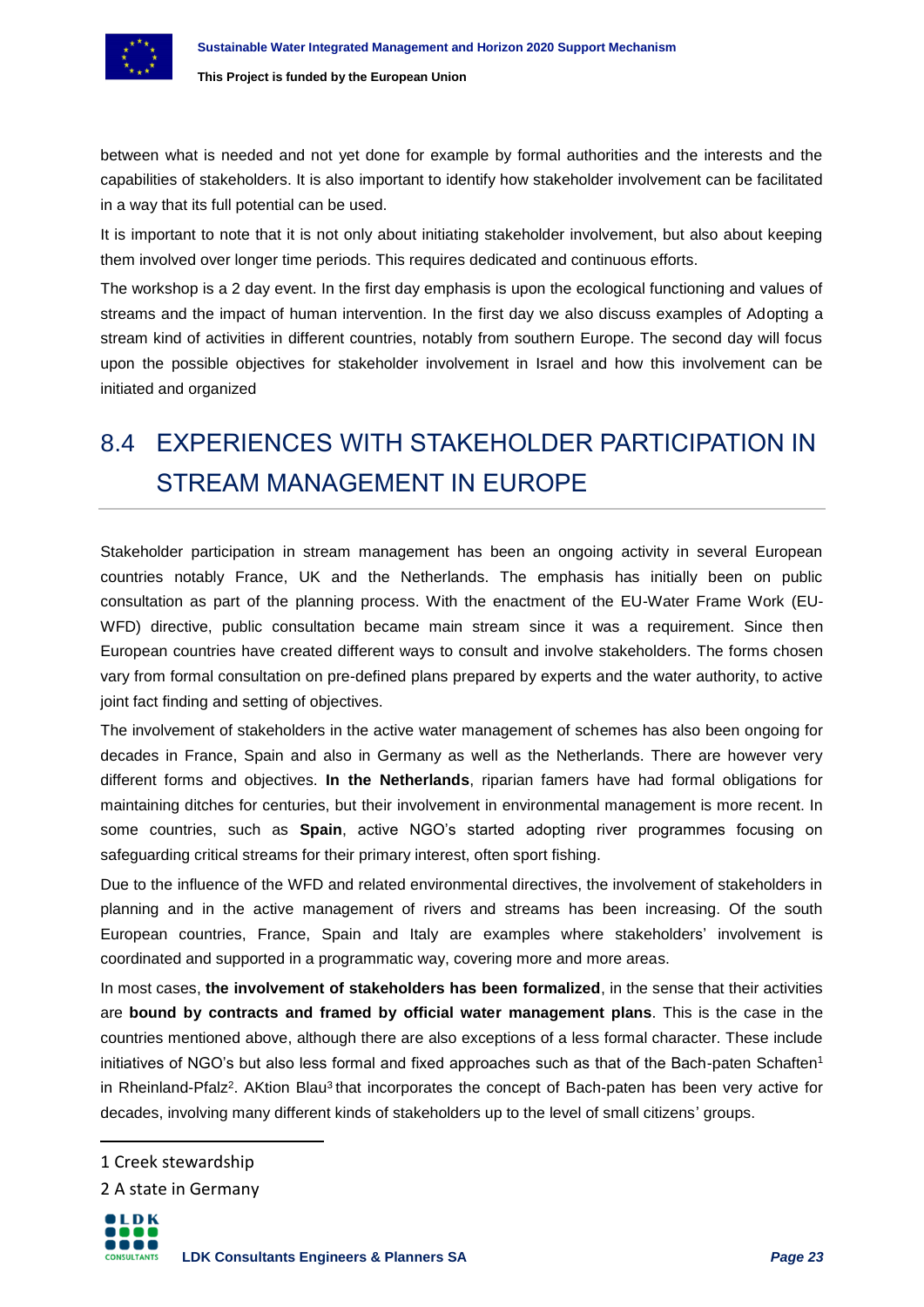between what is needed and not yet done for example by formal authorities and the interests and the capabilities of stakeholders. It is also important to identify how stakeholder involvement can be facilitated in a way that its full potential can be used.

It is important to note that it is not only about initiating stakeholder involvement, but also about keeping them involved over longer time periods. This requires dedicated and continuous efforts.

The workshop is a 2 day event. In the first day emphasis is upon the ecological functioning and values of streams and the impact of human intervention. In the first day we also discuss examples of Adopting a stream kind of activities in different countries, notably from southern Europe. The second day will focus upon the possible objectives for stakeholder involvement in Israel and how this involvement can be initiated and organized

## 8.4 EXPERIENCES WITH STAKEHOLDER PARTICIPATION IN STREAM MANAGEMENT IN EUROPE

Stakeholder participation in stream management has been an ongoing activity in several European countries notably France, UK and the Netherlands. The emphasis has initially been on public consultation as part of the planning process. With the enactment of the EU-Water Frame Work (EU-WFD) directive, public consultation became main stream since it was a requirement. Since then European countries have created different ways to consult and involve stakeholders. The forms chosen vary from formal consultation on pre-defined plans prepared by experts and the water authority, to active joint fact finding and setting of objectives.

The involvement of stakeholders in the active water management of schemes has also been ongoing for decades in France, Spain and also in Germany as well as the Netherlands. There are however very different forms and objectives. **In the Netherlands**, riparian famers have had formal obligations for maintaining ditches for centuries, but their involvement in environmental management is more recent. In some countries, such as **Spain**, active NGO's started adopting river programmes focusing on safeguarding critical streams for their primary interest, often sport fishing.

Due to the influence of the WFD and related environmental directives, the involvement of stakeholders in planning and in the active management of rivers and streams has been increasing. Of the south European countries, France, Spain and Italy are examples where stakeholders' involvement is coordinated and supported in a programmatic way, covering more and more areas.

In most cases, **the involvement of stakeholders has been formalized**, in the sense that their activities are **bound by contracts and framed by official water management plans**. This is the case in the countries mentioned above, although there are also exceptions of a less formal character. These include initiatives of NGO's but also less formal and fixed approaches such as that of the Bach-paten Schaften[1] in Rheinland-Pfalz[2]. AKtion Blau[3] that incorporates the concept of Bach-paten has been very active for decades, involving many different kinds of stakeholders up to the level of small citizens' groups.

---

1 Creek stewardship

2 A state in Germany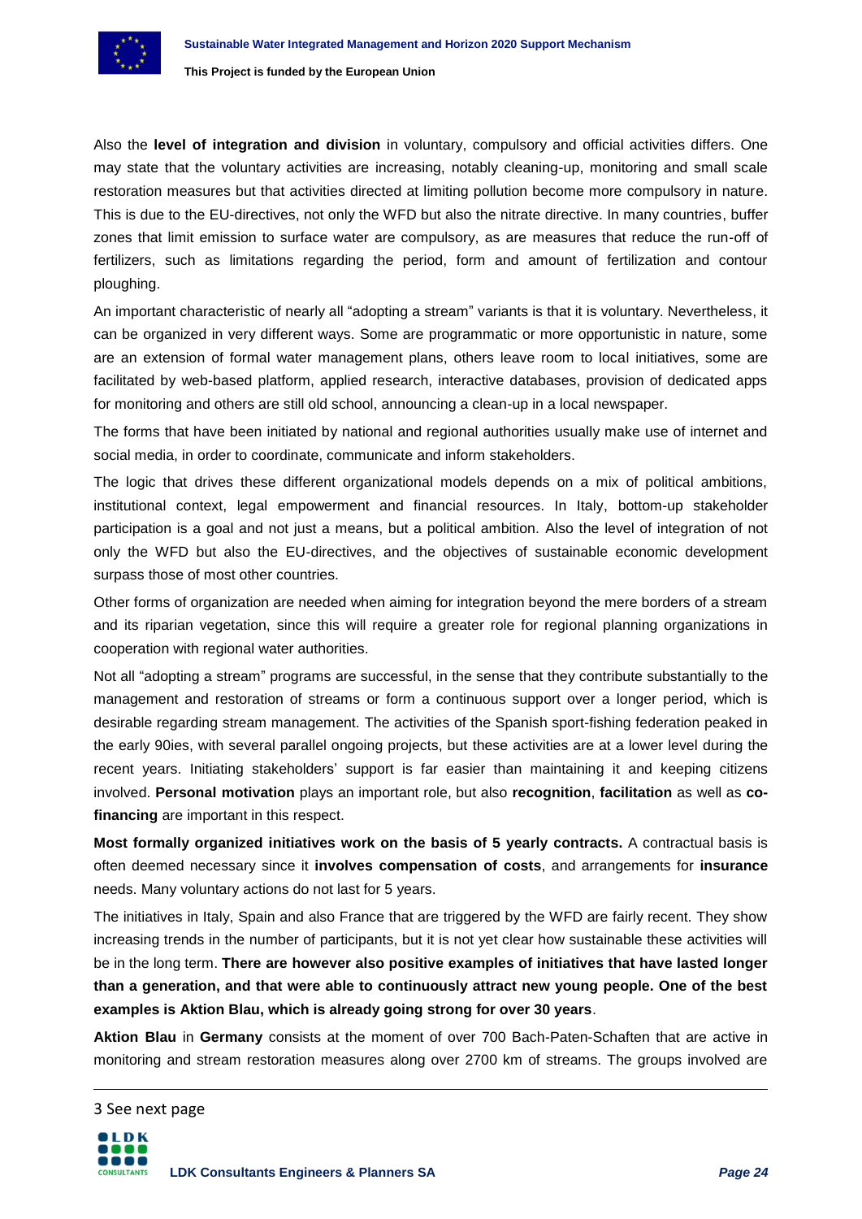Also the **level of integration and division** in voluntary, compulsory and official activities differs. One may state that the voluntary activities are increasing, notably cleaning-up, monitoring and small scale restoration measures but that activities directed at limiting pollution become more compulsory in nature. This is due to the EU-directives, not only the WFD but also the nitrate directive. In many countries, buffer zones that limit emission to surface water are compulsory, as are measures that reduce the run-off of fertilizers, such as limitations regarding the period, form and amount of fertilization and contour ploughing.

An important characteristic of nearly all "adopting a stream" variants is that it is voluntary. Nevertheless, it can be organized in very different ways. Some are programmatic or more opportunistic in nature, some are an extension of formal water management plans, others leave room to local initiatives, some are facilitated by web-based platform, applied research, interactive databases, provision of dedicated apps for monitoring and others are still old school, announcing a clean-up in a local newspaper.

The forms that have been initiated by national and regional authorities usually make use of internet and social media, in order to coordinate, communicate and inform stakeholders.

The logic that drives these different organizational models depends on a mix of political ambitions, institutional context, legal empowerment and financial resources. In Italy, bottom-up stakeholder participation is a goal and not just a means, but a political ambition. Also the level of integration of not only the WFD but also the EU-directives, and the objectives of sustainable economic development surpass those of most other countries.

Other forms of organization are needed when aiming for integration beyond the mere borders of a stream and its riparian vegetation, since this will require a greater role for regional planning organizations in cooperation with regional water authorities.

Not all "adopting a stream" programs are successful, in the sense that they contribute substantially to the management and restoration of streams or form a continuous support over a longer period, which is desirable regarding stream management. The activities of the Spanish sport-fishing federation peaked in the early 90ies, with several parallel ongoing projects, but these activities are at a lower level during the recent years. Initiating stakeholders' support is far easier than maintaining it and keeping citizens involved. **Personal motivation** plays an important role, but also **recognition**, **facilitation** as well as **co-financing** are important in this respect.

**Most formally organized initiatives work on the basis of 5 yearly contracts.** A contractual basis is often deemed necessary since it **involves compensation of costs**, and arrangements for **insurance** needs. Many voluntary actions do not last for 5 years.

The initiatives in Italy, Spain and also France that are triggered by the WFD are fairly recent. They show increasing trends in the number of participants, but it is not yet clear how sustainable these activities will be in the long term. **There are however also positive examples of initiatives that have lasted longer than a generation, and that were able to continuously attract new young people. One of the best examples is Aktion Blau, which is already going strong for over 30 years**.

**Aktion Blau** in **Germany** consists at the moment of over 700 Bach-Paten-Schaften that are active in monitoring and stream restoration measures along over 2700 km of streams. The groups involved are

---

3 See next page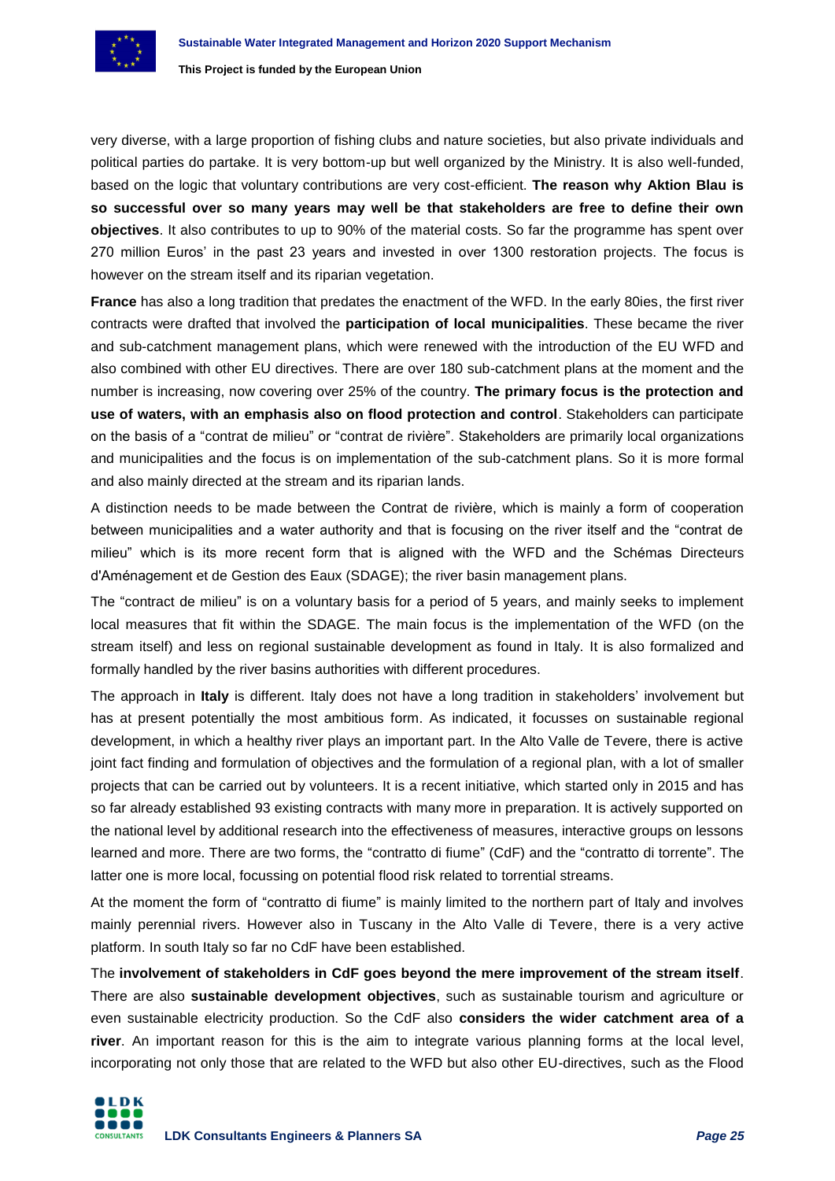very diverse, with a large proportion of fishing clubs and nature societies, but also private individuals and political parties do partake. It is very bottom-up but well organized by the Ministry. It is also well-funded, based on the logic that voluntary contributions are very cost-efficient. **The reason why Aktion Blau is so successful over so many years may well be that stakeholders are free to define their own objectives**. It also contributes to up to 90% of the material costs. So far the programme has spent over 270 million Euros' in the past 23 years and invested in over 1300 restoration projects. The focus is however on the stream itself and its riparian vegetation.

**France** has also a long tradition that predates the enactment of the WFD. In the early 80ies, the first river contracts were drafted that involved the **participation of local municipalities**. These became the river and sub-catchment management plans, which were renewed with the introduction of the EU WFD and also combined with other EU directives. There are over 180 sub-catchment plans at the moment and the number is increasing, now covering over 25% of the country. **The primary focus is the protection and use of waters, with an emphasis also on flood protection and control**. Stakeholders can participate on the basis of a "contrat de milieu" or "contrat de rivière". Stakeholders are primarily local organizations and municipalities and the focus is on implementation of the sub-catchment plans. So it is more formal and also mainly directed at the stream and its riparian lands.

A distinction needs to be made between the Contrat de rivière, which is mainly a form of cooperation between municipalities and a water authority and that is focusing on the river itself and the "contrat de milieu" which is its more recent form that is aligned with the WFD and the Schémas Directeurs d'Aménagement et de Gestion des Eaux (SDAGE); the river basin management plans.

The "contract de milieu" is on a voluntary basis for a period of 5 years, and mainly seeks to implement local measures that fit within the SDAGE. The main focus is the implementation of the WFD (on the stream itself) and less on regional sustainable development as found in Italy. It is also formalized and formally handled by the river basins authorities with different procedures.

The approach in **Italy** is different. Italy does not have a long tradition in stakeholders' involvement but has at present potentially the most ambitious form. As indicated, it focusses on sustainable regional development, in which a healthy river plays an important part. In the Alto Valle de Tevere, there is active joint fact finding and formulation of objectives and the formulation of a regional plan, with a lot of smaller projects that can be carried out by volunteers. It is a recent initiative, which started only in 2015 and has so far already established 93 existing contracts with many more in preparation. It is actively supported on the national level by additional research into the effectiveness of measures, interactive groups on lessons learned and more. There are two forms, the "contratto di fiume" (CdF) and the "contratto di torrente". The latter one is more local, focussing on potential flood risk related to torrential streams.

At the moment the form of "contratto di fiume" is mainly limited to the northern part of Italy and involves mainly perennial rivers. However also in Tuscany in the Alto Valle di Tevere, there is a very active platform. In south Italy so far no CdF have been established.

The **involvement of stakeholders in CdF goes beyond the mere improvement of the stream itself**. There are also **sustainable development objectives**, such as sustainable tourism and agriculture or even sustainable electricity production. So the CdF also **considers the wider catchment area of a river**. An important reason for this is the aim to integrate various planning forms at the local level, incorporating not only those that are related to the WFD but also other EU-directives, such as the Flood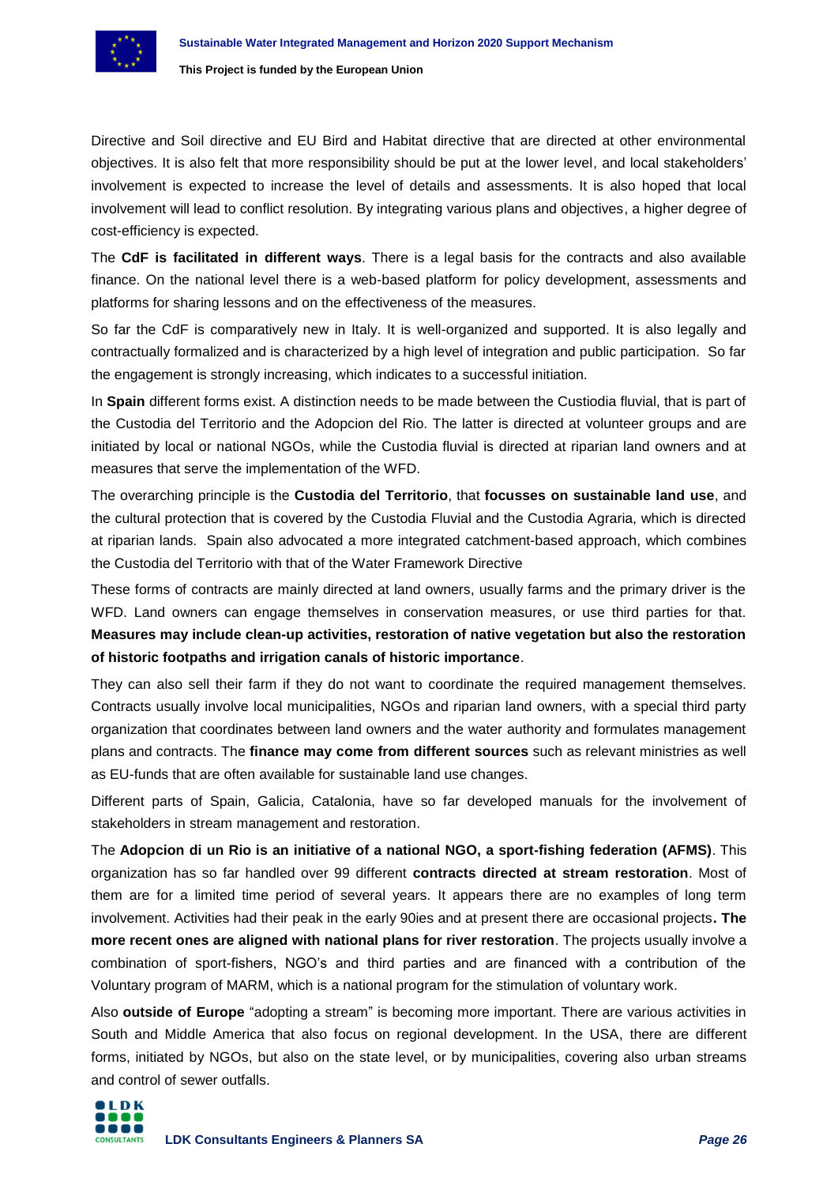Directive and Soil directive and EU Bird and Habitat directive that are directed at other environmental objectives. It is also felt that more responsibility should be put at the lower level, and local stakeholders' involvement is expected to increase the level of details and assessments. It is also hoped that local involvement will lead to conflict resolution. By integrating various plans and objectives, a higher degree of cost-efficiency is expected.

The **CdF is facilitated in different ways**. There is a legal basis for the contracts and also available finance. On the national level there is a web-based platform for policy development, assessments and platforms for sharing lessons and on the effectiveness of the measures.

So far the CdF is comparatively new in Italy. It is well-organized and supported. It is also legally and contractually formalized and is characterized by a high level of integration and public participation. So far the engagement is strongly increasing, which indicates to a successful initiation.

In **Spain** different forms exist. A distinction needs to be made between the Custiodia fluvial, that is part of the Custodia del Territorio and the Adopcion del Rio. The latter is directed at volunteer groups and are initiated by local or national NGOs, while the Custodia fluvial is directed at riparian land owners and at measures that serve the implementation of the WFD.

The overarching principle is the **Custodia del Territorio**, that **focusses on sustainable land use**, and the cultural protection that is covered by the Custodia Fluvial and the Custodia Agraria, which is directed at riparian lands. Spain also advocated a more integrated catchment-based approach, which combines the Custodia del Territorio with that of the Water Framework Directive

These forms of contracts are mainly directed at land owners, usually farms and the primary driver is the WFD. Land owners can engage themselves in conservation measures, or use third parties for that. **Measures may include clean-up activities, restoration of native vegetation but also the restoration of historic footpaths and irrigation canals of historic importance**.

They can also sell their farm if they do not want to coordinate the required management themselves. Contracts usually involve local municipalities, NGOs and riparian land owners, with a special third party organization that coordinates between land owners and the water authority and formulates management plans and contracts. The **finance may come from different sources** such as relevant ministries as well as EU-funds that are often available for sustainable land use changes.

Different parts of Spain, Galicia, Catalonia, have so far developed manuals for the involvement of stakeholders in stream management and restoration.

The **Adopcion di un Rio is an initiative of a national NGO, a sport-fishing federation (AFMS)**. This organization has so far handled over 99 different **contracts directed at stream restoration**. Most of them are for a limited time period of several years. It appears there are no examples of long term involvement. Activities had their peak in the early 90ies and at present there are occasional projects**. The more recent ones are aligned with national plans for river restoration**. The projects usually involve a combination of sport-fishers, NGO's and third parties and are financed with a contribution of the Voluntary program of MARM, which is a national program for the stimulation of voluntary work.

Also **outside of Europe** "adopting a stream" is becoming more important. There are various activities in South and Middle America that also focus on regional development. In the USA, there are different forms, initiated by NGOs, but also on the state level, or by municipalities, covering also urban streams and control of sewer outfalls.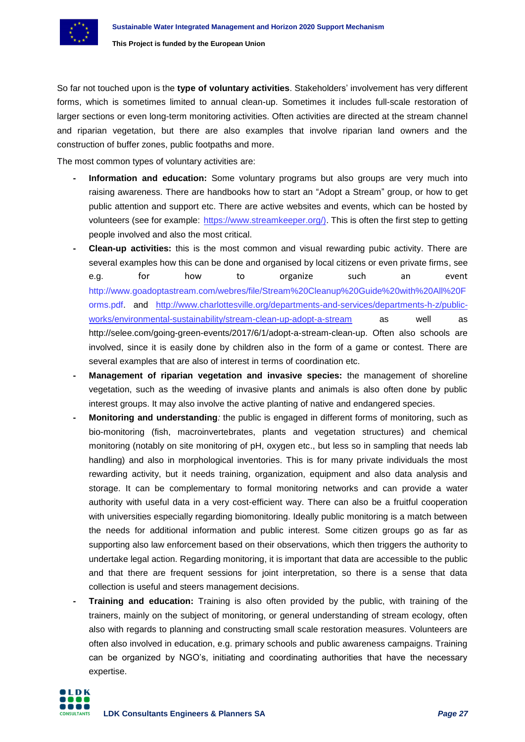So far not touched upon is the **type of voluntary activities**. Stakeholders' involvement has very different forms, which is sometimes limited to annual clean-up. Sometimes it includes full-scale restoration of larger sections or even long-term monitoring activities. Often activities are directed at the stream channel and riparian vegetation, but there are also examples that involve riparian land owners and the construction of buffer zones, public footpaths and more.

The most common types of voluntary activities are:

- **Information and education:** Some voluntary programs but also groups are very much into raising awareness. There are handbooks how to start an "Adopt a Stream" group, or how to get public attention and support etc. There are active websites and events, which can be hosted by volunteers (see for example: https://www.streamkeeper.org/). This is often the first step to getting people involved and also the most critical.
- **Clean-up activities:** this is the most common and visual rewarding pubic activity. There are several examples how this can be done and organised by local citizens or even private firms, see e.g. for how to organize such an event http://www.goadoptastream.com/webres/file/Stream%20Cleanup%20Guide%20with%20All%20Forms.pdf. and http://www.charlottesville.org/departments-and-services/departments-h-z/public-works/environmental-sustainability/stream-clean-up-adopt-a-stream as well as http://selee.com/going-green-events/2017/6/1/adopt-a-stream-clean-up. Often also schools are involved, since it is easily done by children also in the form of a game or contest. There are several examples that are also of interest in terms of coordination etc.
- **Management of riparian vegetation and invasive species:** the management of shoreline vegetation, such as the weeding of invasive plants and animals is also often done by public interest groups. It may also involve the active planting of native and endangered species.
- **Monitoring and understanding***:* the public is engaged in different forms of monitoring, such as bio-monitoring (fish, macroinvertebrates, plants and vegetation structures) and chemical monitoring (notably on site monitoring of pH, oxygen etc., but less so in sampling that needs lab handling) and also in morphological inventories. This is for many private individuals the most rewarding activity, but it needs training, organization, equipment and also data analysis and storage. It can be complementary to formal monitoring networks and can provide a water authority with useful data in a very cost-efficient way. There can also be a fruitful cooperation with universities especially regarding biomonitoring. Ideally public monitoring is a match between the needs for additional information and public interest. Some citizen groups go as far as supporting also law enforcement based on their observations, which then triggers the authority to undertake legal action. Regarding monitoring, it is important that data are accessible to the public and that there are frequent sessions for joint interpretation, so there is a sense that data collection is useful and steers management decisions.
- **Training and education:** Training is also often provided by the public, with training of the trainers, mainly on the subject of monitoring, or general understanding of stream ecology, often also with regards to planning and constructing small scale restoration measures. Volunteers are often also involved in education, e.g. primary schools and public awareness campaigns. Training can be organized by NGO's, initiating and coordinating authorities that have the necessary expertise.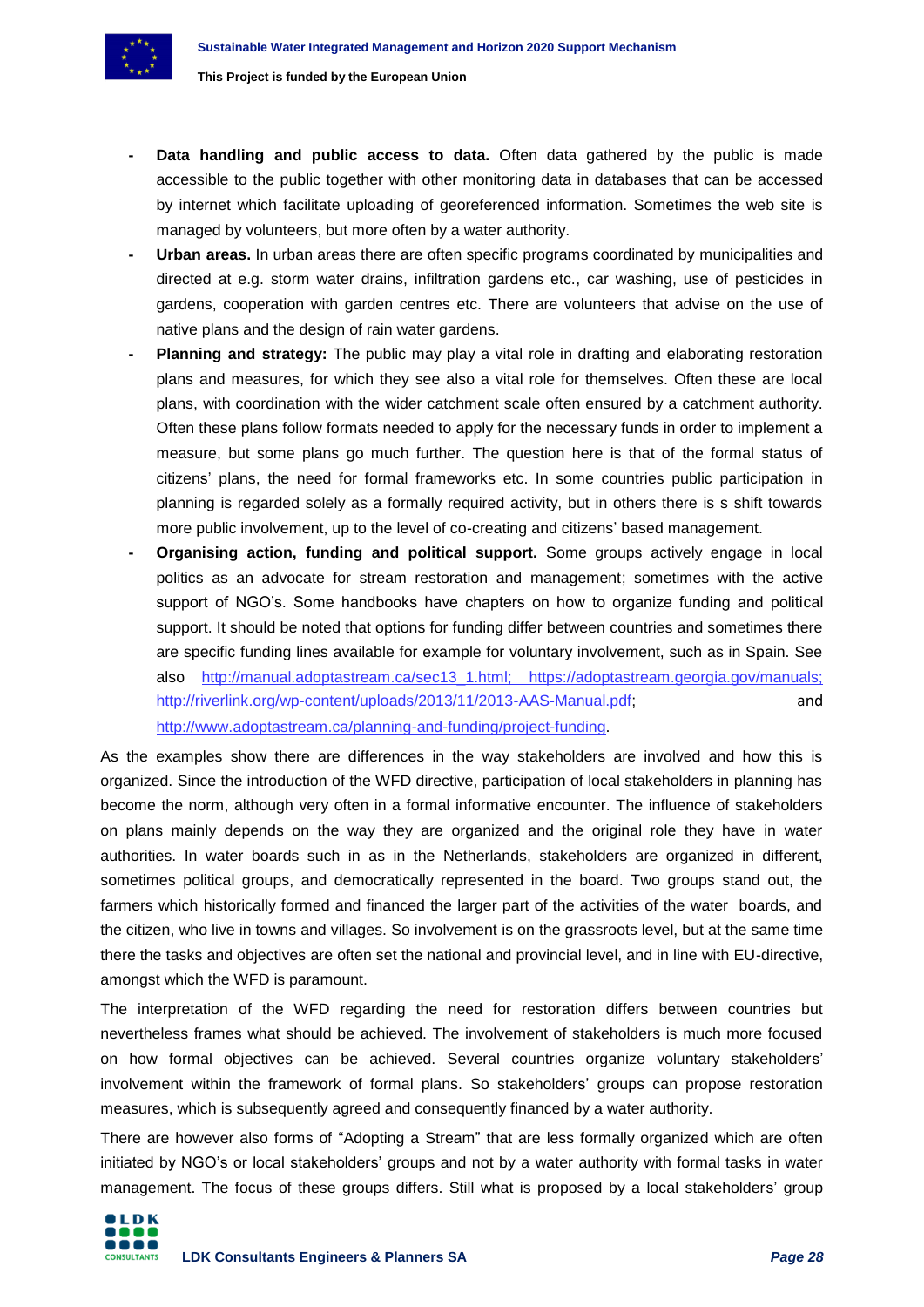- **Data handling and public access to data.** Often data gathered by the public is made accessible to the public together with other monitoring data in databases that can be accessed by internet which facilitate uploading of georeferenced information. Sometimes the web site is managed by volunteers, but more often by a water authority.
- **Urban areas.** In urban areas there are often specific programs coordinated by municipalities and directed at e.g. storm water drains, infiltration gardens etc., car washing, use of pesticides in gardens, cooperation with garden centres etc. There are volunteers that advise on the use of native plans and the design of rain water gardens.
- **Planning and strategy:** The public may play a vital role in drafting and elaborating restoration plans and measures, for which they see also a vital role for themselves. Often these are local plans, with coordination with the wider catchment scale often ensured by a catchment authority. Often these plans follow formats needed to apply for the necessary funds in order to implement a measure, but some plans go much further. The question here is that of the formal status of citizens' plans, the need for formal frameworks etc. In some countries public participation in planning is regarded solely as a formally required activity, but in others there is s shift towards more public involvement, up to the level of co-creating and citizens' based management.
- **Organising action, funding and political support.** Some groups actively engage in local politics as an advocate for stream restoration and management; sometimes with the active support of NGO's. Some handbooks have chapters on how to organize funding and political support. It should be noted that options for funding differ between countries and sometimes there are specific funding lines available for example for voluntary involvement, such as in Spain. See also http://manual.adoptastream.ca/sec13_1.html; https://adoptastream.georgia.gov/manuals; http://riverlink.org/wp-content/uploads/2013/11/2013-AAS-Manual.pdf; and http://www.adoptastream.ca/planning-and-funding/project-funding.

As the examples show there are differences in the way stakeholders are involved and how this is organized. Since the introduction of the WFD directive, participation of local stakeholders in planning has become the norm, although very often in a formal informative encounter. The influence of stakeholders on plans mainly depends on the way they are organized and the original role they have in water authorities. In water boards such in as in the Netherlands, stakeholders are organized in different, sometimes political groups, and democratically represented in the board. Two groups stand out, the farmers which historically formed and financed the larger part of the activities of the water boards, and the citizen, who live in towns and villages. So involvement is on the grassroots level, but at the same time there the tasks and objectives are often set the national and provincial level, and in line with EU-directive, amongst which the WFD is paramount.

The interpretation of the WFD regarding the need for restoration differs between countries but nevertheless frames what should be achieved. The involvement of stakeholders is much more focused on how formal objectives can be achieved. Several countries organize voluntary stakeholders' involvement within the framework of formal plans. So stakeholders' groups can propose restoration measures, which is subsequently agreed and consequently financed by a water authority.

There are however also forms of "Adopting a Stream" that are less formally organized which are often initiated by NGO's or local stakeholders' groups and not by a water authority with formal tasks in water management. The focus of these groups differs. Still what is proposed by a local stakeholders' group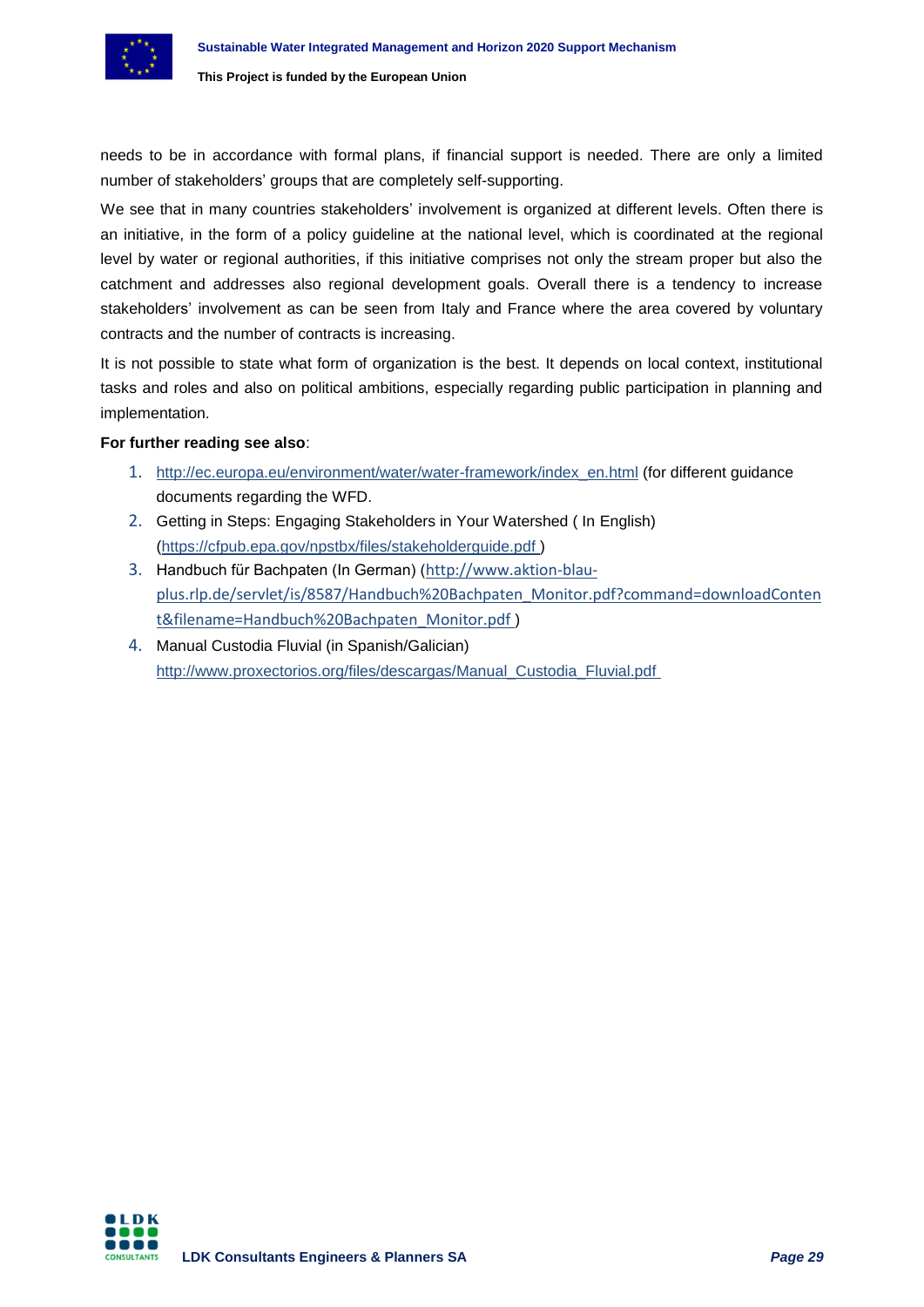needs to be in accordance with formal plans, if financial support is needed. There are only a limited number of stakeholders' groups that are completely self-supporting.

We see that in many countries stakeholders' involvement is organized at different levels. Often there is an initiative, in the form of a policy guideline at the national level, which is coordinated at the regional level by water or regional authorities, if this initiative comprises not only the stream proper but also the catchment and addresses also regional development goals. Overall there is a tendency to increase stakeholders' involvement as can be seen from Italy and France where the area covered by voluntary contracts and the number of contracts is increasing.

It is not possible to state what form of organization is the best. It depends on local context, institutional tasks and roles and also on political ambitions, especially regarding public participation in planning and implementation.

**For further reading see also**:

1. http://ec.europa.eu/environment/water/water-framework/index_en.html (for different guidance documents regarding the WFD.
2. Getting in Steps: Engaging Stakeholders in Your Watershed ( In English) (https://cfpub.epa.gov/npstbx/files/stakeholderguide.pdf )
3. Handbuch für Bachpaten (In German) (http://www.aktion-blau-plus.rlp.de/servlet/is/8587/Handbuch%20Bachpaten_Monitor.pdf?command=downloadContent&filename=Handbuch%20Bachpaten_Monitor.pdf )
4. Manual Custodia Fluvial (in Spanish/Galician) http://www.proxectorios.org/files/descargas/Manual_Custodia_Fluvial.pdf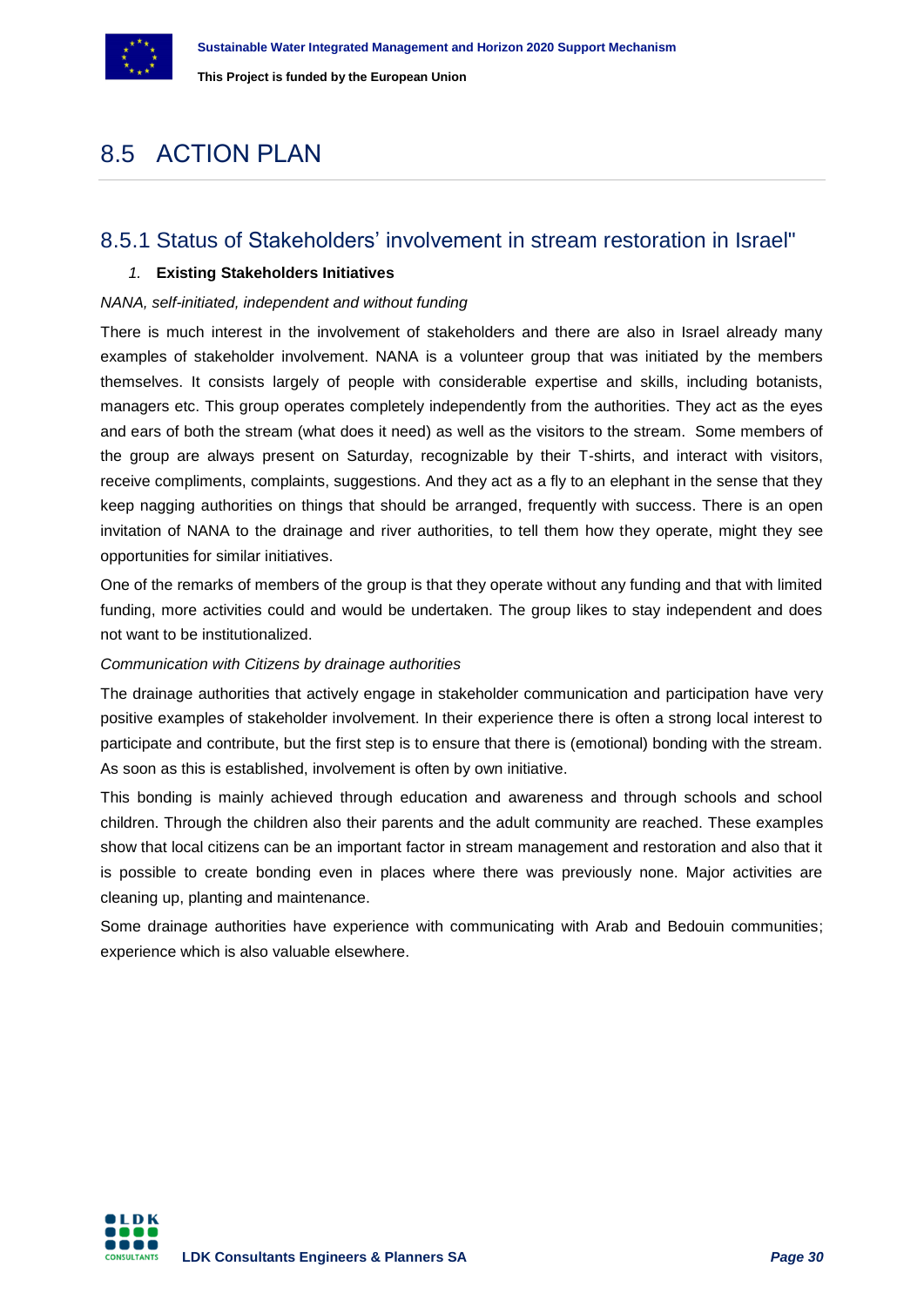# 8.5 ACTION PLAN

## 8.5.1 Status of Stakeholders' involvement in stream restoration in Israel"

*1.* **Existing Stakeholders Initiatives**

*NANA, self-initiated, independent and without funding*

There is much interest in the involvement of stakeholders and there are also in Israel already many examples of stakeholder involvement. NANA is a volunteer group that was initiated by the members themselves. It consists largely of people with considerable expertise and skills, including botanists, managers etc. This group operates completely independently from the authorities. They act as the eyes and ears of both the stream (what does it need) as well as the visitors to the stream. Some members of the group are always present on Saturday, recognizable by their T-shirts, and interact with visitors, receive compliments, complaints, suggestions. And they act as a fly to an elephant in the sense that they keep nagging authorities on things that should be arranged, frequently with success. There is an open invitation of NANA to the drainage and river authorities, to tell them how they operate, might they see opportunities for similar initiatives.

One of the remarks of members of the group is that they operate without any funding and that with limited funding, more activities could and would be undertaken. The group likes to stay independent and does not want to be institutionalized.

*Communication with Citizens by drainage authorities*

The drainage authorities that actively engage in stakeholder communication and participation have very positive examples of stakeholder involvement. In their experience there is often a strong local interest to participate and contribute, but the first step is to ensure that there is (emotional) bonding with the stream. As soon as this is established, involvement is often by own initiative.

This bonding is mainly achieved through education and awareness and through schools and school children. Through the children also their parents and the adult community are reached. These examples show that local citizens can be an important factor in stream management and restoration and also that it is possible to create bonding even in places where there was previously none. Major activities are cleaning up, planting and maintenance.

Some drainage authorities have experience with communicating with Arab and Bedouin communities; experience which is also valuable elsewhere.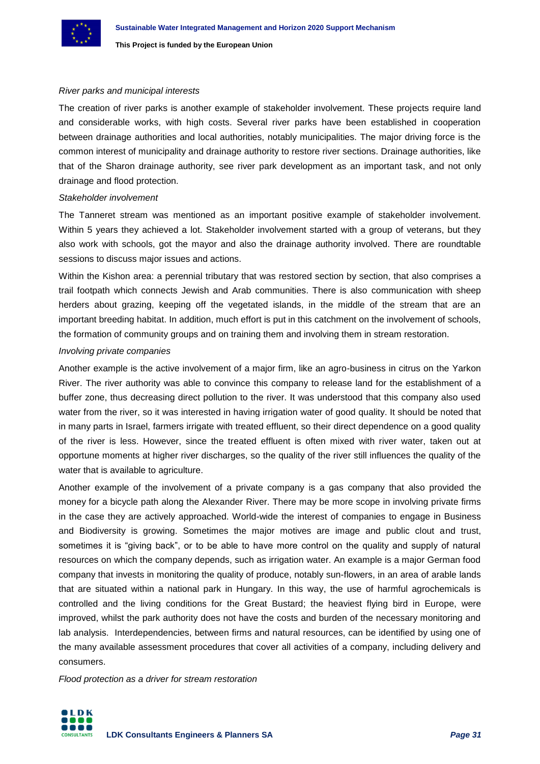*River parks and municipal interests*

The creation of river parks is another example of stakeholder involvement. These projects require land and considerable works, with high costs. Several river parks have been established in cooperation between drainage authorities and local authorities, notably municipalities. The major driving force is the common interest of municipality and drainage authority to restore river sections. Drainage authorities, like that of the Sharon drainage authority, see river park development as an important task, and not only drainage and flood protection.

*Stakeholder involvement*

The Tanneret stream was mentioned as an important positive example of stakeholder involvement. Within 5 years they achieved a lot. Stakeholder involvement started with a group of veterans, but they also work with schools, got the mayor and also the drainage authority involved. There are roundtable sessions to discuss major issues and actions.

Within the Kishon area: a perennial tributary that was restored section by section, that also comprises a trail footpath which connects Jewish and Arab communities. There is also communication with sheep herders about grazing, keeping off the vegetated islands, in the middle of the stream that are an important breeding habitat. In addition, much effort is put in this catchment on the involvement of schools, the formation of community groups and on training them and involving them in stream restoration.

*Involving private companies*

Another example is the active involvement of a major firm, like an agro-business in citrus on the Yarkon River. The river authority was able to convince this company to release land for the establishment of a buffer zone, thus decreasing direct pollution to the river. It was understood that this company also used water from the river, so it was interested in having irrigation water of good quality. It should be noted that in many parts in Israel, farmers irrigate with treated effluent, so their direct dependence on a good quality of the river is less. However, since the treated effluent is often mixed with river water, taken out at opportune moments at higher river discharges, so the quality of the river still influences the quality of the water that is available to agriculture.

Another example of the involvement of a private company is a gas company that also provided the money for a bicycle path along the Alexander River. There may be more scope in involving private firms in the case they are actively approached. World-wide the interest of companies to engage in Business and Biodiversity is growing. Sometimes the major motives are image and public clout and trust, sometimes it is "giving back", or to be able to have more control on the quality and supply of natural resources on which the company depends, such as irrigation water. An example is a major German food company that invests in monitoring the quality of produce, notably sun-flowers, in an area of arable lands that are situated within a national park in Hungary. In this way, the use of harmful agrochemicals is controlled and the living conditions for the Great Bustard; the heaviest flying bird in Europe, were improved, whilst the park authority does not have the costs and burden of the necessary monitoring and lab analysis. Interdependencies, between firms and natural resources, can be identified by using one of the many available assessment procedures that cover all activities of a company, including delivery and consumers.

*Flood protection as a driver for stream restoration*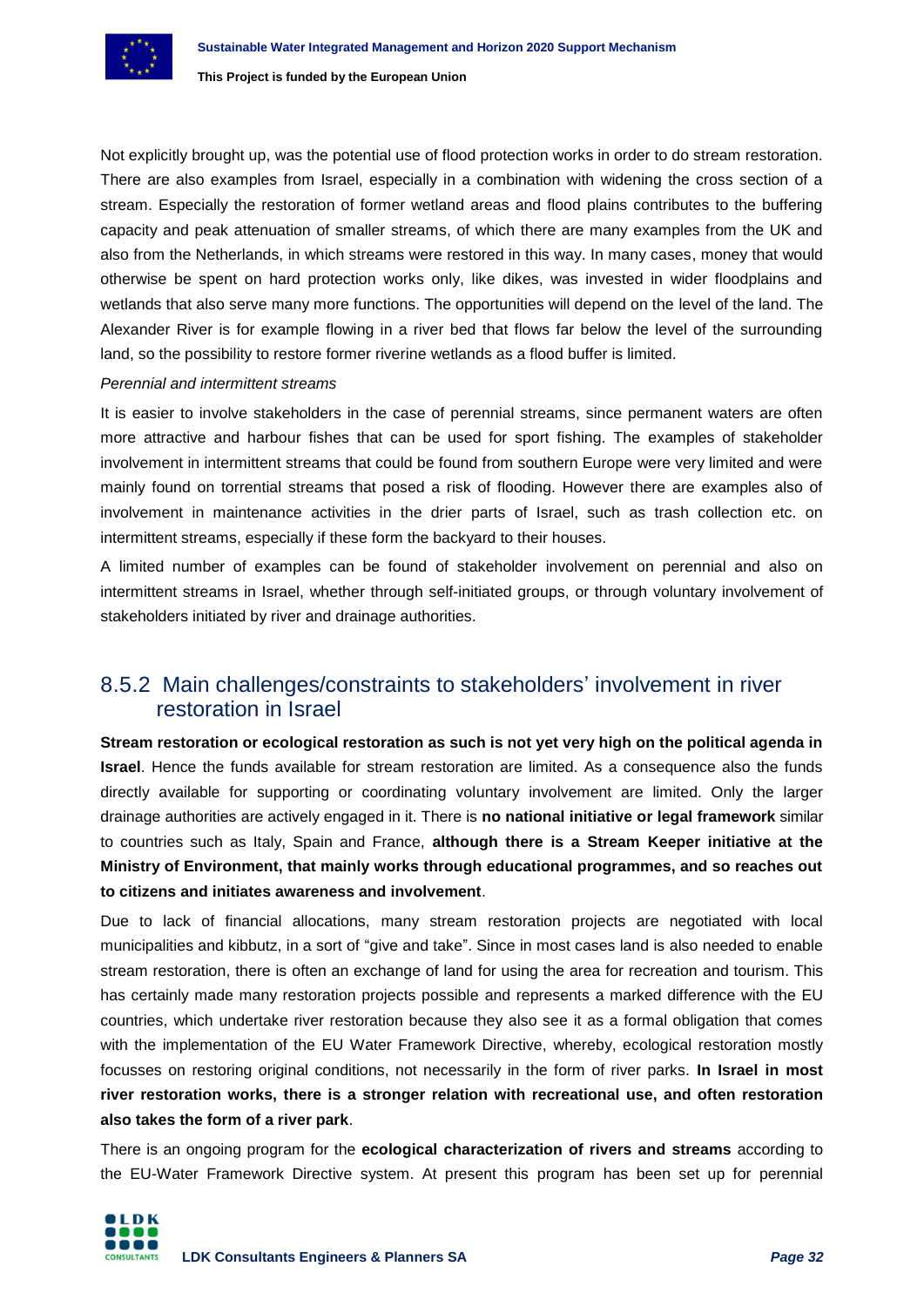Not explicitly brought up, was the potential use of flood protection works in order to do stream restoration. There are also examples from Israel, especially in a combination with widening the cross section of a stream. Especially the restoration of former wetland areas and flood plains contributes to the buffering capacity and peak attenuation of smaller streams, of which there are many examples from the UK and also from the Netherlands, in which streams were restored in this way. In many cases, money that would otherwise be spent on hard protection works only, like dikes, was invested in wider floodplains and wetlands that also serve many more functions. The opportunities will depend on the level of the land. The Alexander River is for example flowing in a river bed that flows far below the level of the surrounding land, so the possibility to restore former riverine wetlands as a flood buffer is limited.

*Perennial and intermittent streams*

It is easier to involve stakeholders in the case of perennial streams, since permanent waters are often more attractive and harbour fishes that can be used for sport fishing. The examples of stakeholder involvement in intermittent streams that could be found from southern Europe were very limited and were mainly found on torrential streams that posed a risk of flooding. However there are examples also of involvement in maintenance activities in the drier parts of Israel, such as trash collection etc. on intermittent streams, especially if these form the backyard to their houses.

A limited number of examples can be found of stakeholder involvement on perennial and also on intermittent streams in Israel, whether through self-initiated groups, or through voluntary involvement of stakeholders initiated by river and drainage authorities.

### 8.5.2 Main challenges/constraints to stakeholders' involvement in river restoration in Israel

**Stream restoration or ecological restoration as such is not yet very high on the political agenda in Israel**. Hence the funds available for stream restoration are limited. As a consequence also the funds directly available for supporting or coordinating voluntary involvement are limited. Only the larger drainage authorities are actively engaged in it. There is **no national initiative or legal framework** similar to countries such as Italy, Spain and France, **although there is a Stream Keeper initiative at the Ministry of Environment, that mainly works through educational programmes, and so reaches out to citizens and initiates awareness and involvement**.

Due to lack of financial allocations, many stream restoration projects are negotiated with local municipalities and kibbutz, in a sort of "give and take". Since in most cases land is also needed to enable stream restoration, there is often an exchange of land for using the area for recreation and tourism. This has certainly made many restoration projects possible and represents a marked difference with the EU countries, which undertake river restoration because they also see it as a formal obligation that comes with the implementation of the EU Water Framework Directive, whereby, ecological restoration mostly focusses on restoring original conditions, not necessarily in the form of river parks. **In Israel in most river restoration works, there is a stronger relation with recreational use, and often restoration also takes the form of a river park**.

There is an ongoing program for the **ecological characterization of rivers and streams** according to the EU-Water Framework Directive system. At present this program has been set up for perennial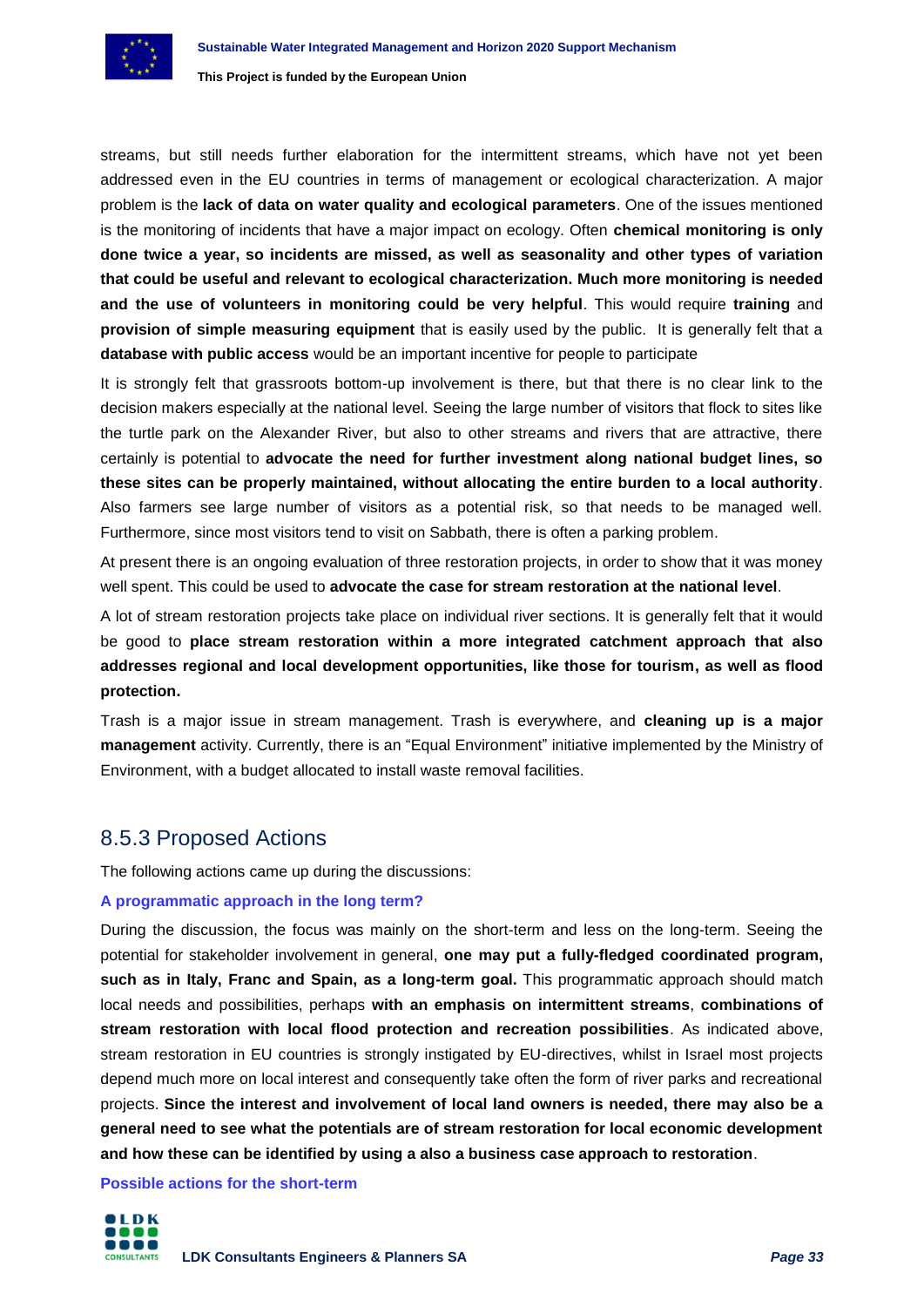streams, but still needs further elaboration for the intermittent streams, which have not yet been addressed even in the EU countries in terms of management or ecological characterization. A major problem is the **lack of data on water quality and ecological parameters**. One of the issues mentioned is the monitoring of incidents that have a major impact on ecology. Often **chemical monitoring is only done twice a year, so incidents are missed, as well as seasonality and other types of variation that could be useful and relevant to ecological characterization. Much more monitoring is needed and the use of volunteers in monitoring could be very helpful**. This would require **training** and **provision of simple measuring equipment** that is easily used by the public. It is generally felt that a **database with public access** would be an important incentive for people to participate

It is strongly felt that grassroots bottom-up involvement is there, but that there is no clear link to the decision makers especially at the national level. Seeing the large number of visitors that flock to sites like the turtle park on the Alexander River, but also to other streams and rivers that are attractive, there certainly is potential to **advocate the need for further investment along national budget lines, so these sites can be properly maintained, without allocating the entire burden to a local authority**. Also farmers see large number of visitors as a potential risk, so that needs to be managed well. Furthermore, since most visitors tend to visit on Sabbath, there is often a parking problem.

At present there is an ongoing evaluation of three restoration projects, in order to show that it was money well spent. This could be used to **advocate the case for stream restoration at the national level**.

A lot of stream restoration projects take place on individual river sections. It is generally felt that it would be good to **place stream restoration within a more integrated catchment approach that also addresses regional and local development opportunities, like those for tourism, as well as flood protection.**

Trash is a major issue in stream management. Trash is everywhere, and **cleaning up is a major management** activity. Currently, there is an "Equal Environment" initiative implemented by the Ministry of Environment, with a budget allocated to install waste removal facilities.

## 8.5.3 Proposed Actions

The following actions came up during the discussions:

#### A programmatic approach in the long term?

During the discussion, the focus was mainly on the short-term and less on the long-term. Seeing the potential for stakeholder involvement in general, **one may put a fully-fledged coordinated program, such as in Italy, Franc and Spain, as a long-term goal.** This programmatic approach should match local needs and possibilities, perhaps **with an emphasis on intermittent streams**, **combinations of stream restoration with local flood protection and recreation possibilities**. As indicated above, stream restoration in EU countries is strongly instigated by EU-directives, whilst in Israel most projects depend much more on local interest and consequently take often the form of river parks and recreational projects. **Since the interest and involvement of local land owners is needed, there may also be a general need to see what the potentials are of stream restoration for local economic development and how these can be identified by using a also a business case approach to restoration**.

#### Possible actions for the short-term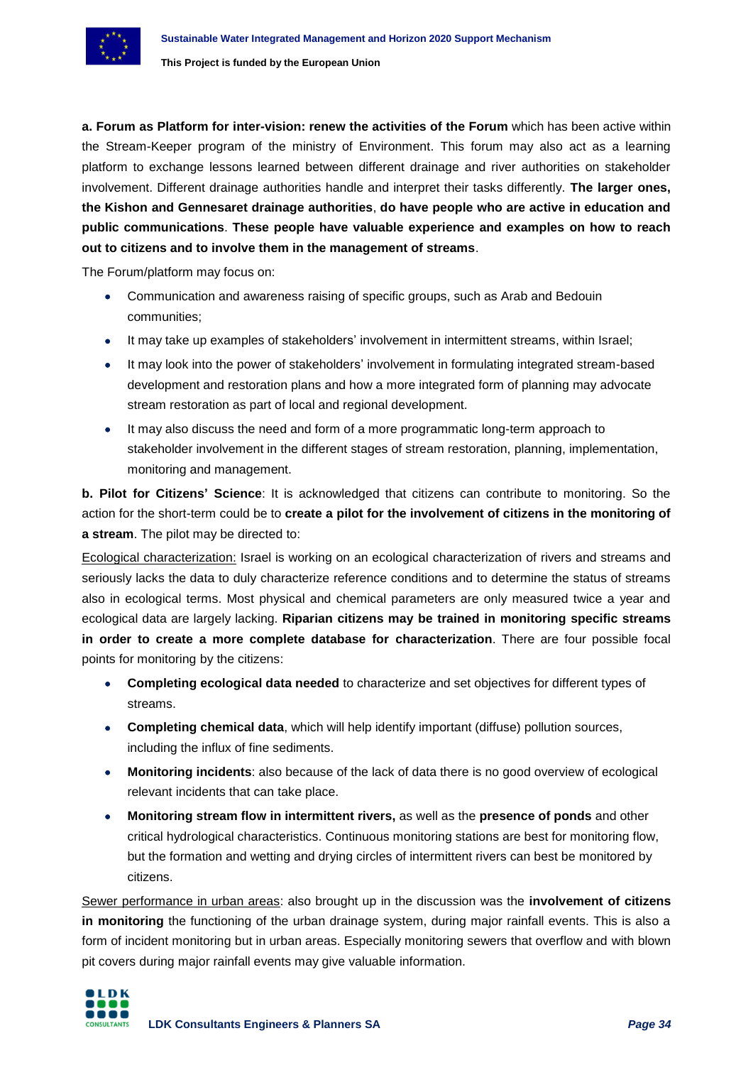**a. Forum as Platform for inter-vision: renew the activities of the Forum** which has been active within the Stream-Keeper program of the ministry of Environment. This forum may also act as a learning platform to exchange lessons learned between different drainage and river authorities on stakeholder involvement. Different drainage authorities handle and interpret their tasks differently. **The larger ones, the Kishon and Gennesaret drainage authorities**, **do have people who are active in education and public communications**. **These people have valuable experience and examples on how to reach out to citizens and to involve them in the management of streams**.

The Forum/platform may focus on:

- Communication and awareness raising of specific groups, such as Arab and Bedouin communities;
- It may take up examples of stakeholders' involvement in intermittent streams, within Israel;
- It may look into the power of stakeholders' involvement in formulating integrated stream-based development and restoration plans and how a more integrated form of planning may advocate stream restoration as part of local and regional development.
- It may also discuss the need and form of a more programmatic long-term approach to stakeholder involvement in the different stages of stream restoration, planning, implementation, monitoring and management.

**b. Pilot for Citizens' Science**: It is acknowledged that citizens can contribute to monitoring. So the action for the short-term could be to **create a pilot for the involvement of citizens in the monitoring of a stream**. The pilot may be directed to:

<u>Ecological characterization:</u> Israel is working on an ecological characterization of rivers and streams and seriously lacks the data to duly characterize reference conditions and to determine the status of streams also in ecological terms. Most physical and chemical parameters are only measured twice a year and ecological data are largely lacking. **Riparian citizens may be trained in monitoring specific streams in order to create a more complete database for characterization**. There are four possible focal points for monitoring by the citizens:

- **Completing ecological data needed** to characterize and set objectives for different types of streams.
- **Completing chemical data**, which will help identify important (diffuse) pollution sources, including the influx of fine sediments.
- **Monitoring incidents**: also because of the lack of data there is no good overview of ecological relevant incidents that can take place.
- **Monitoring stream flow in intermittent rivers,** as well as the **presence of ponds** and other critical hydrological characteristics. Continuous monitoring stations are best for monitoring flow, but the formation and wetting and drying circles of intermittent rivers can best be monitored by citizens.

<u>Sewer performance in urban areas</u>: also brought up in the discussion was the **involvement of citizens in monitoring** the functioning of the urban drainage system, during major rainfall events. This is also a form of incident monitoring but in urban areas. Especially monitoring sewers that overflow and with blown pit covers during major rainfall events may give valuable information.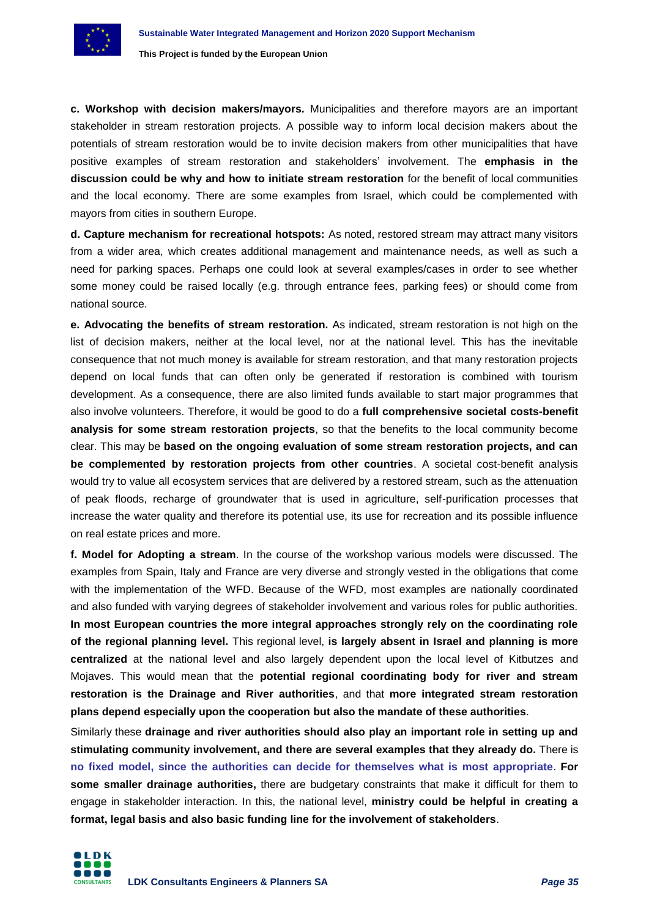**c. Workshop with decision makers/mayors.** Municipalities and therefore mayors are an important stakeholder in stream restoration projects. A possible way to inform local decision makers about the potentials of stream restoration would be to invite decision makers from other municipalities that have positive examples of stream restoration and stakeholders' involvement. The **emphasis in the discussion could be why and how to initiate stream restoration** for the benefit of local communities and the local economy. There are some examples from Israel, which could be complemented with mayors from cities in southern Europe.

**d. Capture mechanism for recreational hotspots:** As noted, restored stream may attract many visitors from a wider area, which creates additional management and maintenance needs, as well as such a need for parking spaces. Perhaps one could look at several examples/cases in order to see whether some money could be raised locally (e.g. through entrance fees, parking fees) or should come from national source.

**e. Advocating the benefits of stream restoration.** As indicated, stream restoration is not high on the list of decision makers, neither at the local level, nor at the national level. This has the inevitable consequence that not much money is available for stream restoration, and that many restoration projects depend on local funds that can often only be generated if restoration is combined with tourism development. As a consequence, there are also limited funds available to start major programmes that also involve volunteers. Therefore, it would be good to do a **full comprehensive societal costs-benefit analysis for some stream restoration projects**, so that the benefits to the local community become clear. This may be **based on the ongoing evaluation of some stream restoration projects, and can be complemented by restoration projects from other countries**. A societal cost-benefit analysis would try to value all ecosystem services that are delivered by a restored stream, such as the attenuation of peak floods, recharge of groundwater that is used in agriculture, self-purification processes that increase the water quality and therefore its potential use, its use for recreation and its possible influence on real estate prices and more.

**f. Model for Adopting a stream**. In the course of the workshop various models were discussed. The examples from Spain, Italy and France are very diverse and strongly vested in the obligations that come with the implementation of the WFD. Because of the WFD, most examples are nationally coordinated and also funded with varying degrees of stakeholder involvement and various roles for public authorities. **In most European countries the more integral approaches strongly rely on the coordinating role of the regional planning level.** This regional level, **is largely absent in Israel and planning is more centralized** at the national level and also largely dependent upon the local level of Kitbutzes and Mojaves. This would mean that the **potential regional coordinating body for river and stream restoration is the Drainage and River authorities**, and that **more integrated stream restoration plans depend especially upon the cooperation but also the mandate of these authorities**.

Similarly these **drainage and river authorities should also play an important role in setting up and stimulating community involvement, and there are several examples that they already do.** There is **no fixed model, since the authorities can decide for themselves what is most appropriate**. **For some smaller drainage authorities,** there are budgetary constraints that make it difficult for them to engage in stakeholder interaction. In this, the national level, **ministry could be helpful in creating a format, legal basis and also basic funding line for the involvement of stakeholders**.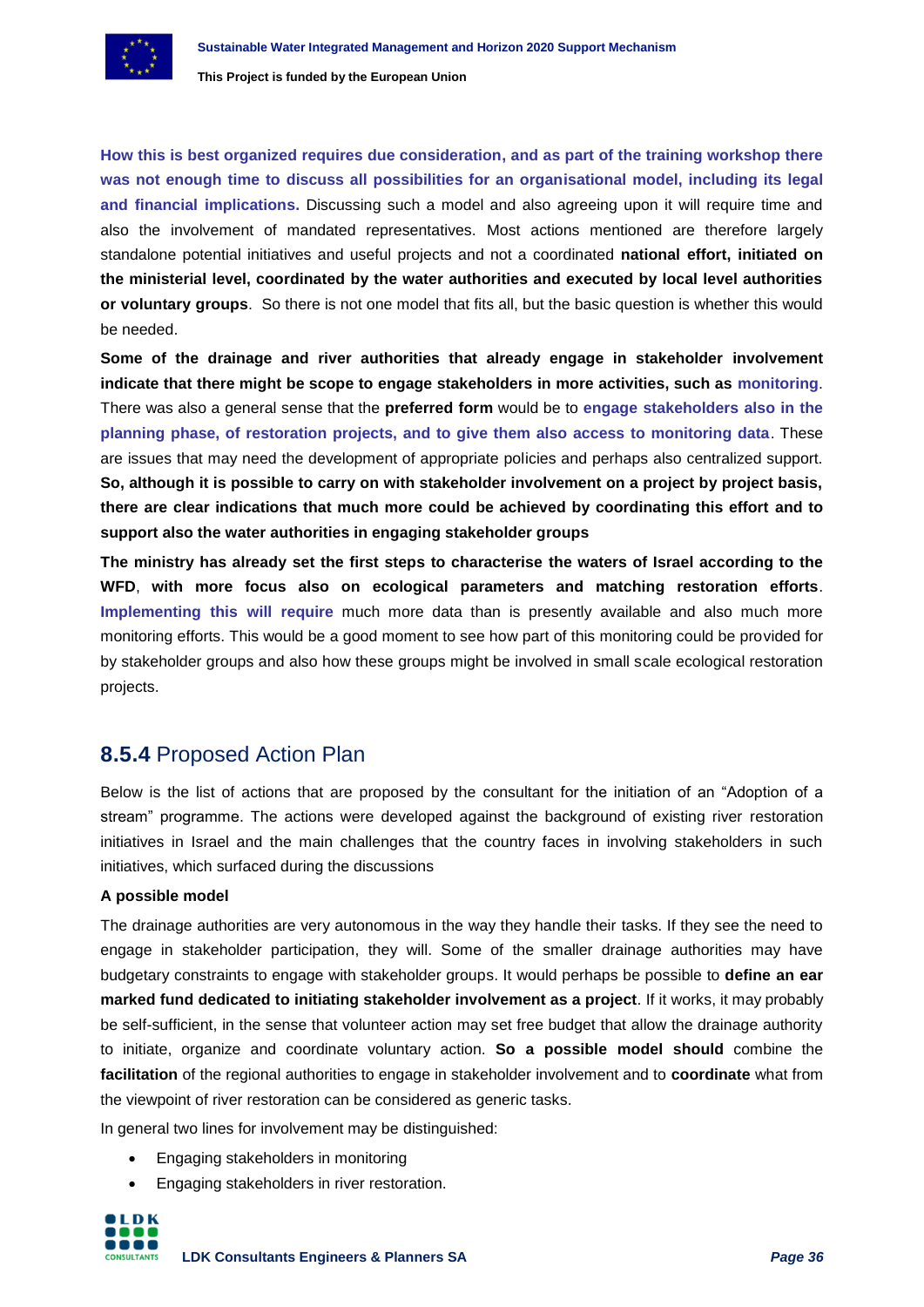**How this is best organized requires due consideration, and as part of the training workshop there was not enough time to discuss all possibilities for an organisational model, including its legal and financial implications.** Discussing such a model and also agreeing upon it will require time and also the involvement of mandated representatives. Most actions mentioned are therefore largely standalone potential initiatives and useful projects and not a coordinated **national effort, initiated on the ministerial level, coordinated by the water authorities and executed by local level authorities or voluntary groups**. So there is not one model that fits all, but the basic question is whether this would be needed.

**Some of the drainage and river authorities that already engage in stakeholder involvement indicate that there might be scope to engage stakeholders in more activities, such as monitoring**. There was also a general sense that the **preferred form** would be to **engage stakeholders also in the planning phase, of restoration projects, and to give them also access to monitoring data**. These are issues that may need the development of appropriate policies and perhaps also centralized support. **So, although it is possible to carry on with stakeholder involvement on a project by project basis, there are clear indications that much more could be achieved by coordinating this effort and to support also the water authorities in engaging stakeholder groups**

**The ministry has already set the first steps to characterise the waters of Israel according to the WFD**, **with more focus also on ecological parameters and matching restoration efforts**. **Implementing this will require** much more data than is presently available and also much more monitoring efforts. This would be a good moment to see how part of this monitoring could be provided for by stakeholder groups and also how these groups might be involved in small scale ecological restoration projects.

### 8.5.4 Proposed Action Plan

Below is the list of actions that are proposed by the consultant for the initiation of an "Adoption of a stream" programme. The actions were developed against the background of existing river restoration initiatives in Israel and the main challenges that the country faces in involving stakeholders in such initiatives, which surfaced during the discussions

**A possible model**

The drainage authorities are very autonomous in the way they handle their tasks. If they see the need to engage in stakeholder participation, they will. Some of the smaller drainage authorities may have budgetary constraints to engage with stakeholder groups. It would perhaps be possible to **define an ear marked fund dedicated to initiating stakeholder involvement as a project**. If it works, it may probably be self-sufficient, in the sense that volunteer action may set free budget that allow the drainage authority to initiate, organize and coordinate voluntary action. **So a possible model should** combine the **facilitation** of the regional authorities to engage in stakeholder involvement and to **coordinate** what from the viewpoint of river restoration can be considered as generic tasks.

In general two lines for involvement may be distinguished:

- Engaging stakeholders in monitoring
- Engaging stakeholders in river restoration.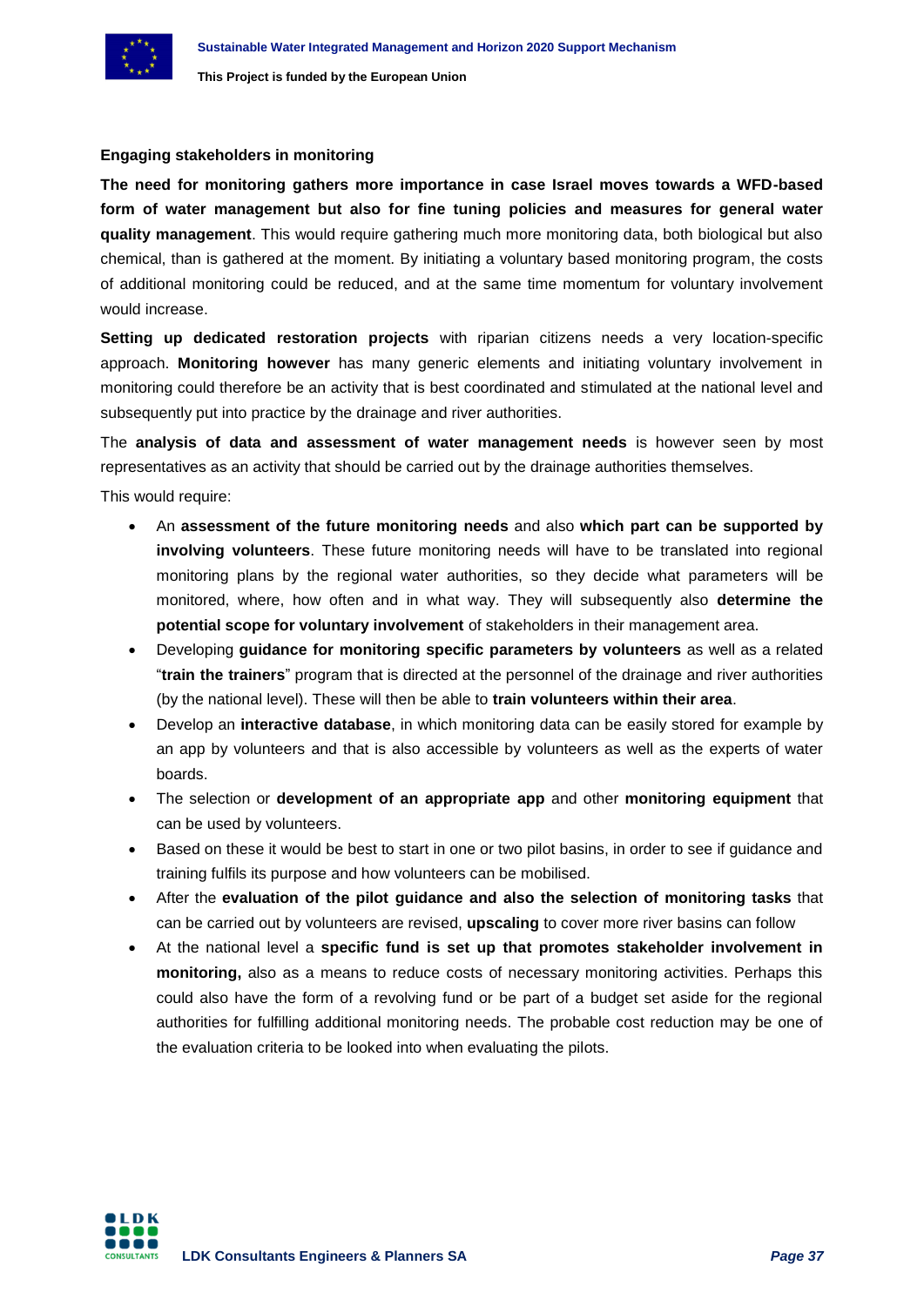**Engaging stakeholders in monitoring**

**The need for monitoring gathers more importance in case Israel moves towards a WFD-based form of water management but also for fine tuning policies and measures for general water quality management**. This would require gathering much more monitoring data, both biological but also chemical, than is gathered at the moment. By initiating a voluntary based monitoring program, the costs of additional monitoring could be reduced, and at the same time momentum for voluntary involvement would increase.

**Setting up dedicated restoration projects** with riparian citizens needs a very location-specific approach. **Monitoring however** has many generic elements and initiating voluntary involvement in monitoring could therefore be an activity that is best coordinated and stimulated at the national level and subsequently put into practice by the drainage and river authorities.

The **analysis of data and assessment of water management needs** is however seen by most representatives as an activity that should be carried out by the drainage authorities themselves.

This would require:

- An **assessment of the future monitoring needs** and also **which part can be supported by involving volunteers**. These future monitoring needs will have to be translated into regional monitoring plans by the regional water authorities, so they decide what parameters will be monitored, where, how often and in what way. They will subsequently also **determine the potential scope for voluntary involvement** of stakeholders in their management area.
- Developing **guidance for monitoring specific parameters by volunteers** as well as a related "**train the trainers**" program that is directed at the personnel of the drainage and river authorities (by the national level). These will then be able to **train volunteers within their area**.
- Develop an **interactive database**, in which monitoring data can be easily stored for example by an app by volunteers and that is also accessible by volunteers as well as the experts of water boards.
- The selection or **development of an appropriate app** and other **monitoring equipment** that can be used by volunteers.
- Based on these it would be best to start in one or two pilot basins, in order to see if guidance and training fulfils its purpose and how volunteers can be mobilised.
- After the **evaluation of the pilot guidance and also the selection of monitoring tasks** that can be carried out by volunteers are revised, **upscaling** to cover more river basins can follow
- At the national level a **specific fund is set up that promotes stakeholder involvement in monitoring,** also as a means to reduce costs of necessary monitoring activities. Perhaps this could also have the form of a revolving fund or be part of a budget set aside for the regional authorities for fulfilling additional monitoring needs. The probable cost reduction may be one of the evaluation criteria to be looked into when evaluating the pilots.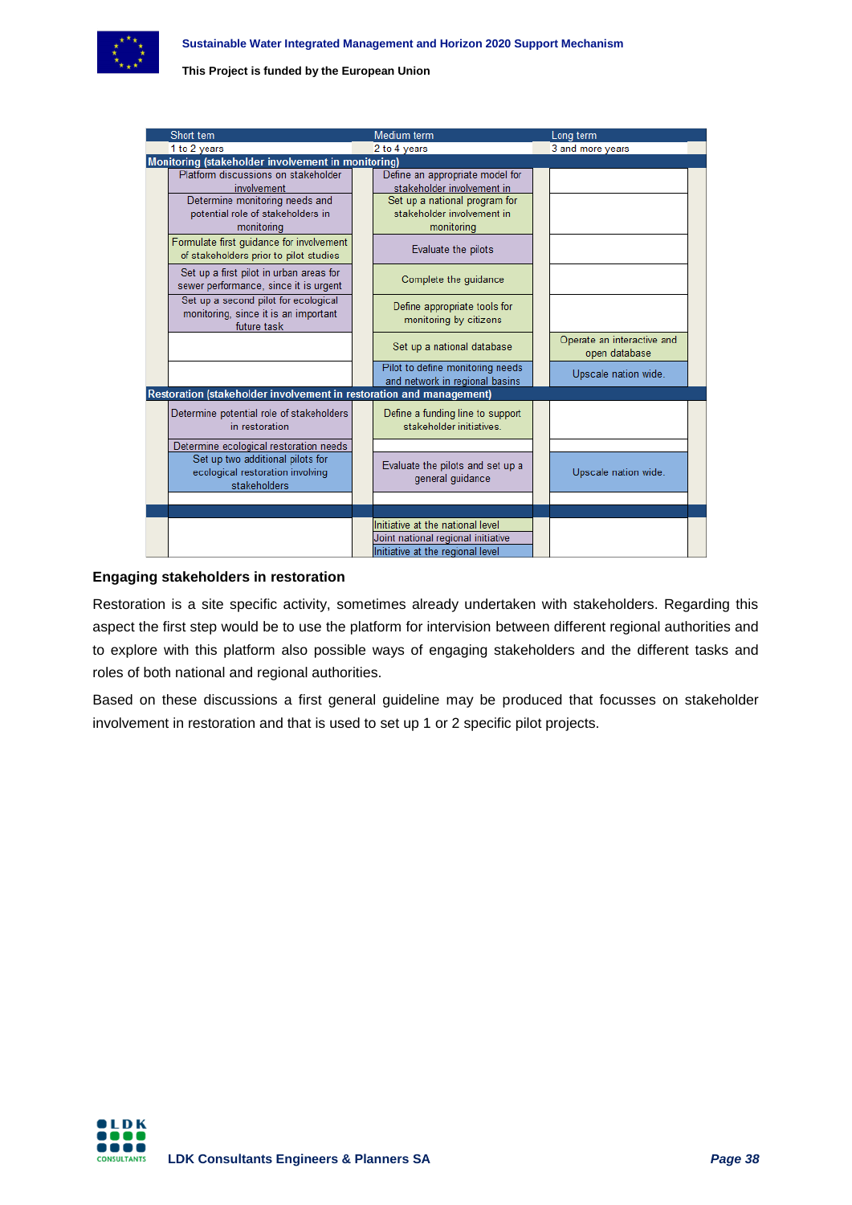| Short term | Medium term | Long term |
| --- | --- | --- |
| 1 to 2 years | 2 to 4 years | 3 and more years |
| **Monitoring (stakeholder involvement in monitoring)** | | |
| Platform discussions on stakeholder involvement | Define an appropriate model for stakeholder involvement in | |
| Determine monitoring needs and potential role of stakeholders in monitoring | Set up a national program for stakeholder involvement in monitoring | |
| Formulate first guidance for involvement of stakeholders prior to pilot studies | Evaluate the pilots | |
| Set up a first pilot in urban areas for sewer performance, since it is urgent | Complete the guidance | |
| Set up a second pilot for ecological monitoring, since it is an important future task | Define appropriate tools for monitoring by citizens | |
| | Set up a national database | Operate an interactive and open database |
| | Pilot to define monitoring needs and network in regional basins | Upscale nation wide. |
| **Restoration (stakeholder involvement in restoration and management)** | | |
| Determine potential role of stakeholders in restoration | Define a funding line to support stakeholder initiatives. | |
| Determine ecological restoration needs | | |
| Set up two additional pilots for ecological restoration involving stakeholders | Evaluate the pilots and set up a general guidance | Upscale nation wide. |
| | | |
| | Initiative at the national level | |
| | Joint national regional initiative | |
| | Initiative at the regional level | |

### Engaging stakeholders in restoration

Restoration is a site specific activity, sometimes already undertaken with stakeholders. Regarding this aspect the first step would be to use the platform for intervision between different regional authorities and to explore with this platform also possible ways of engaging stakeholders and the different tasks and roles of both national and regional authorities.

Based on these discussions a first general guideline may be produced that focusses on stakeholder involvement in restoration and that is used to set up 1 or 2 specific pilot projects.